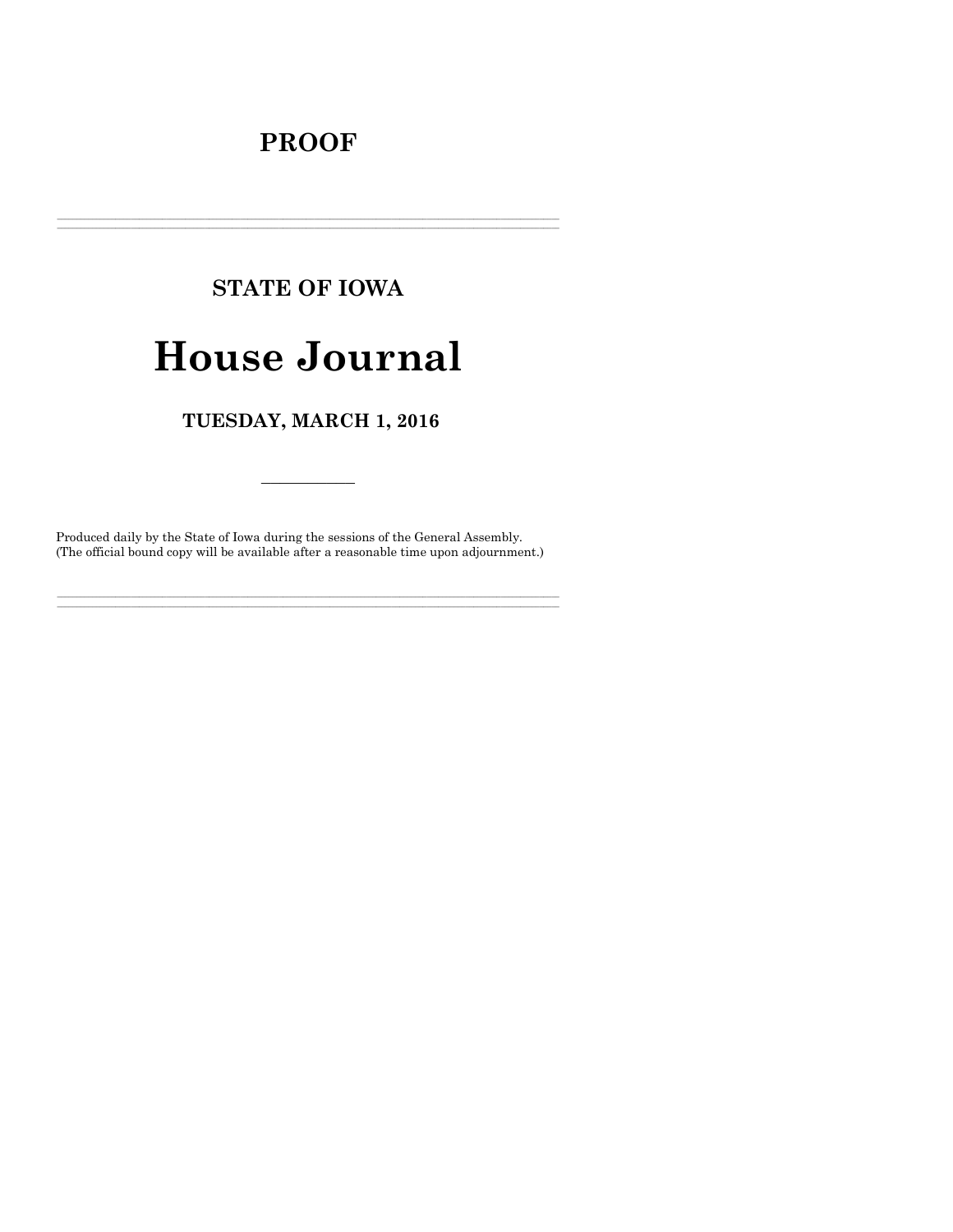# PROOF

---

## STATE OF IOWA

# House Journal

## TUESDAY, MARCH 1, 2016

---

Produced daily by the State of Iowa during the sessions of the General Assembly.
(The official bound copy will be available after a reasonable time upon adjournment.)

---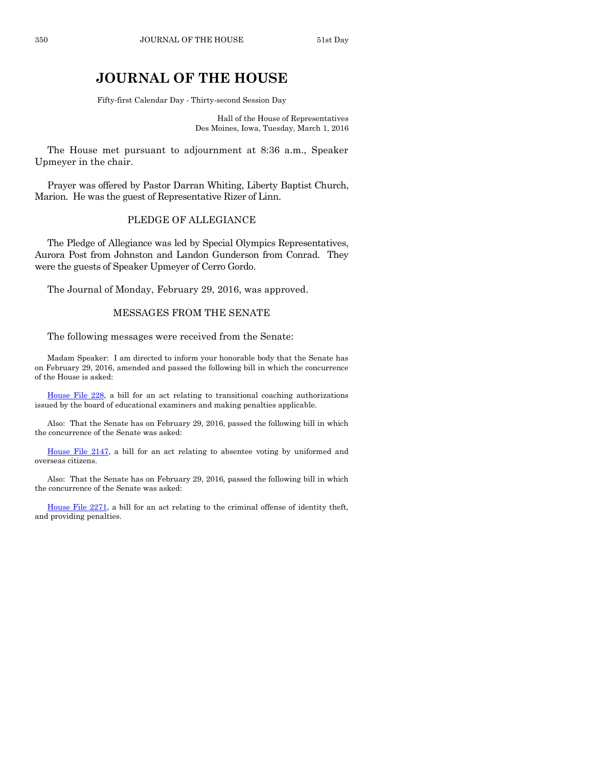# JOURNAL OF THE HOUSE

Fifty-first Calendar Day - Thirty-second Session Day

Hall of the House of Representatives
Des Moines, Iowa, Tuesday, March 1, 2016

The House met pursuant to adjournment at 8:36 a.m., Speaker Upmeyer in the chair.

Prayer was offered by Pastor Darran Whiting, Liberty Baptist Church, Marion. He was the guest of Representative Rizer of Linn.

## PLEDGE OF ALLEGIANCE

The Pledge of Allegiance was led by Special Olympics Representatives, Aurora Post from Johnston and Landon Gunderson from Conrad. They were the guests of Speaker Upmeyer of Cerro Gordo.

The Journal of Monday, February 29, 2016, was approved.

## MESSAGES FROM THE SENATE

The following messages were received from the Senate:

Madam Speaker: I am directed to inform your honorable body that the Senate has on February 29, 2016, amended and passed the following bill in which the concurrence of the House is asked:

House File 228, a bill for an act relating to transitional coaching authorizations issued by the board of educational examiners and making penalties applicable.

Also: That the Senate has on February 29, 2016, passed the following bill in which the concurrence of the Senate was asked:

House File 2147, a bill for an act relating to absentee voting by uniformed and overseas citizens.

Also: That the Senate has on February 29, 2016, passed the following bill in which the concurrence of the Senate was asked:

House File 2271, a bill for an act relating to the criminal offense of identity theft, and providing penalties.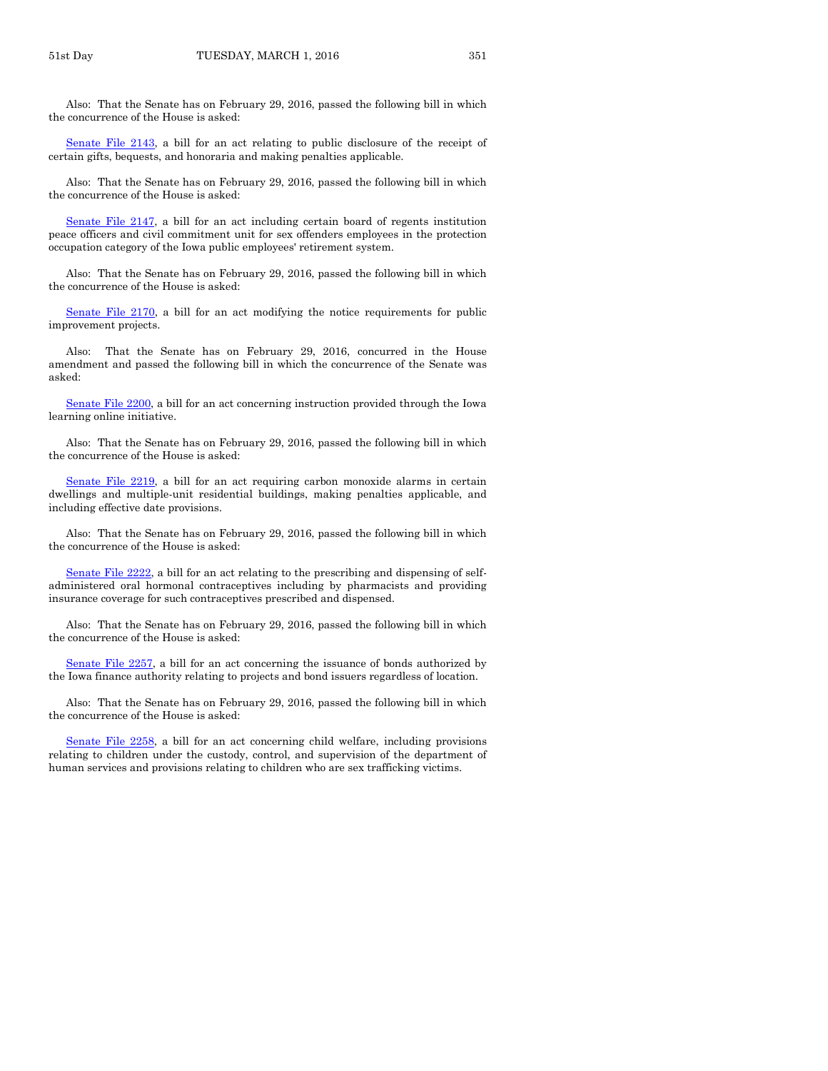Also: That the Senate has on February 29, 2016, passed the following bill in which the concurrence of the House is asked:

Senate File 2143, a bill for an act relating to public disclosure of the receipt of certain gifts, bequests, and honoraria and making penalties applicable.

Also: That the Senate has on February 29, 2016, passed the following bill in which the concurrence of the House is asked:

Senate File 2147, a bill for an act including certain board of regents institution peace officers and civil commitment unit for sex offenders employees in the protection occupation category of the Iowa public employees' retirement system.

Also: That the Senate has on February 29, 2016, passed the following bill in which the concurrence of the House is asked:

Senate File 2170, a bill for an act modifying the notice requirements for public improvement projects.

Also: That the Senate has on February 29, 2016, concurred in the House amendment and passed the following bill in which the concurrence of the Senate was asked:

Senate File 2200, a bill for an act concerning instruction provided through the Iowa learning online initiative.

Also: That the Senate has on February 29, 2016, passed the following bill in which the concurrence of the House is asked:

Senate File 2219, a bill for an act requiring carbon monoxide alarms in certain dwellings and multiple-unit residential buildings, making penalties applicable, and including effective date provisions.

Also: That the Senate has on February 29, 2016, passed the following bill in which the concurrence of the House is asked:

Senate File 2222, a bill for an act relating to the prescribing and dispensing of self-administered oral hormonal contraceptives including by pharmacists and providing insurance coverage for such contraceptives prescribed and dispensed.

Also: That the Senate has on February 29, 2016, passed the following bill in which the concurrence of the House is asked:

Senate File 2257, a bill for an act concerning the issuance of bonds authorized by the Iowa finance authority relating to projects and bond issuers regardless of location.

Also: That the Senate has on February 29, 2016, passed the following bill in which the concurrence of the House is asked:

Senate File 2258, a bill for an act concerning child welfare, including provisions relating to children under the custody, control, and supervision of the department of human services and provisions relating to children who are sex trafficking victims.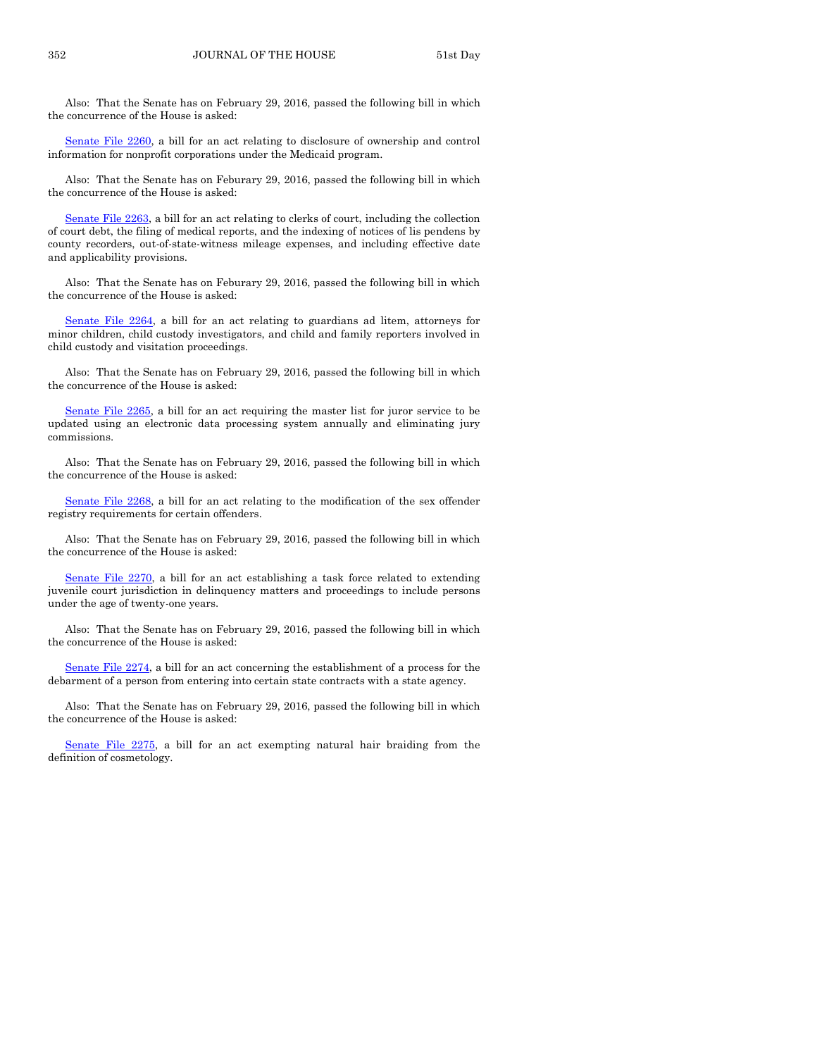Also: That the Senate has on February 29, 2016, passed the following bill in which the concurrence of the House is asked:

Senate File 2260, a bill for an act relating to disclosure of ownership and control information for nonprofit corporations under the Medicaid program.

Also: That the Senate has on Feburary 29, 2016, passed the following bill in which the concurrence of the House is asked:

Senate File 2263, a bill for an act relating to clerks of court, including the collection of court debt, the filing of medical reports, and the indexing of notices of lis pendens by county recorders, out-of-state-witness mileage expenses, and including effective date and applicability provisions.

Also: That the Senate has on Feburary 29, 2016, passed the following bill in which the concurrence of the House is asked:

Senate File 2264, a bill for an act relating to guardians ad litem, attorneys for minor children, child custody investigators, and child and family reporters involved in child custody and visitation proceedings.

Also: That the Senate has on February 29, 2016, passed the following bill in which the concurrence of the House is asked:

Senate File 2265, a bill for an act requiring the master list for juror service to be updated using an electronic data processing system annually and eliminating jury commissions.

Also: That the Senate has on February 29, 2016, passed the following bill in which the concurrence of the House is asked:

Senate File 2268, a bill for an act relating to the modification of the sex offender registry requirements for certain offenders.

Also: That the Senate has on February 29, 2016, passed the following bill in which the concurrence of the House is asked:

Senate File 2270, a bill for an act establishing a task force related to extending juvenile court jurisdiction in delinquency matters and proceedings to include persons under the age of twenty-one years.

Also: That the Senate has on February 29, 2016, passed the following bill in which the concurrence of the House is asked:

Senate File 2274, a bill for an act concerning the establishment of a process for the debarment of a person from entering into certain state contracts with a state agency.

Also: That the Senate has on February 29, 2016, passed the following bill in which the concurrence of the House is asked:

Senate File 2275, a bill for an act exempting natural hair braiding from the definition of cosmetology.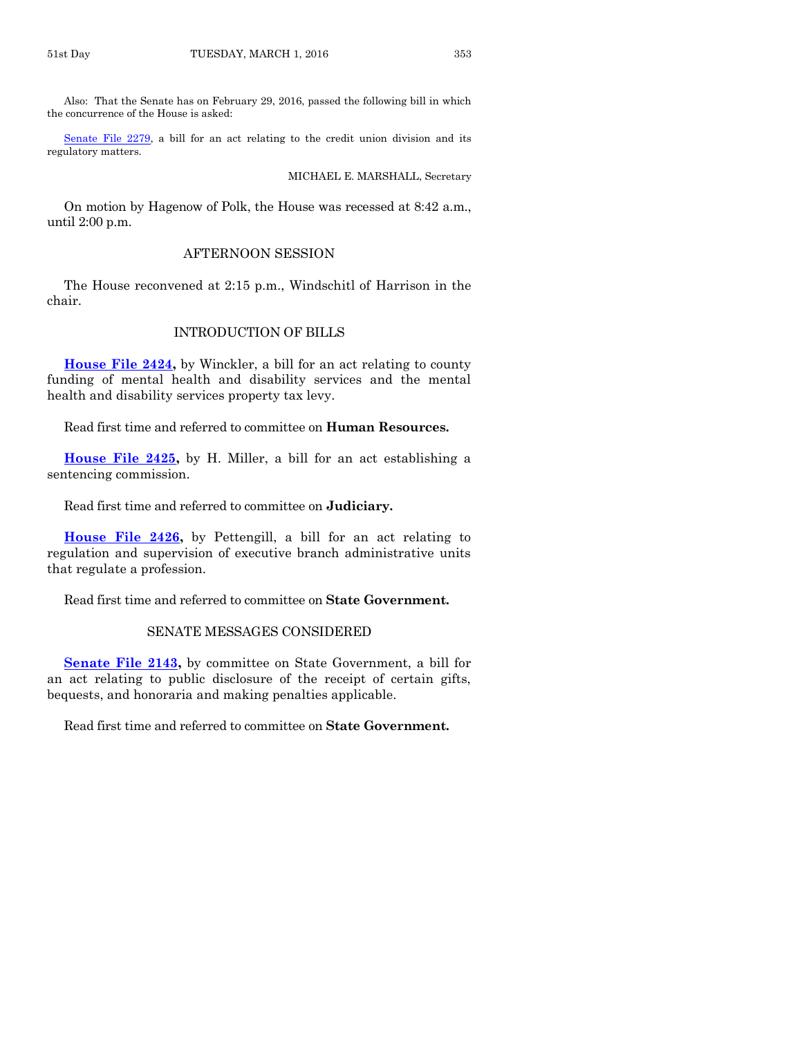Also: That the Senate has on February 29, 2016, passed the following bill in which the concurrence of the House is asked:

Senate File 2279, a bill for an act relating to the credit union division and its regulatory matters.

MICHAEL E. MARSHALL, Secretary

On motion by Hagenow of Polk, the House was recessed at 8:42 a.m., until 2:00 p.m.

## AFTERNOON SESSION

The House reconvened at 2:15 p.m., Windschitl of Harrison in the chair.

## INTRODUCTION OF BILLS

**House File 2424,** by Winckler, a bill for an act relating to county funding of mental health and disability services and the mental health and disability services property tax levy.

Read first time and referred to committee on **Human Resources.**

**House File 2425,** by H. Miller, a bill for an act establishing a sentencing commission.

Read first time and referred to committee on **Judiciary.**

**House File 2426,** by Pettengill, a bill for an act relating to regulation and supervision of executive branch administrative units that regulate a profession.

Read first time and referred to committee on **State Government.**

## SENATE MESSAGES CONSIDERED

**Senate File 2143,** by committee on State Government, a bill for an act relating to public disclosure of the receipt of certain gifts, bequests, and honoraria and making penalties applicable.

Read first time and referred to committee on **State Government.**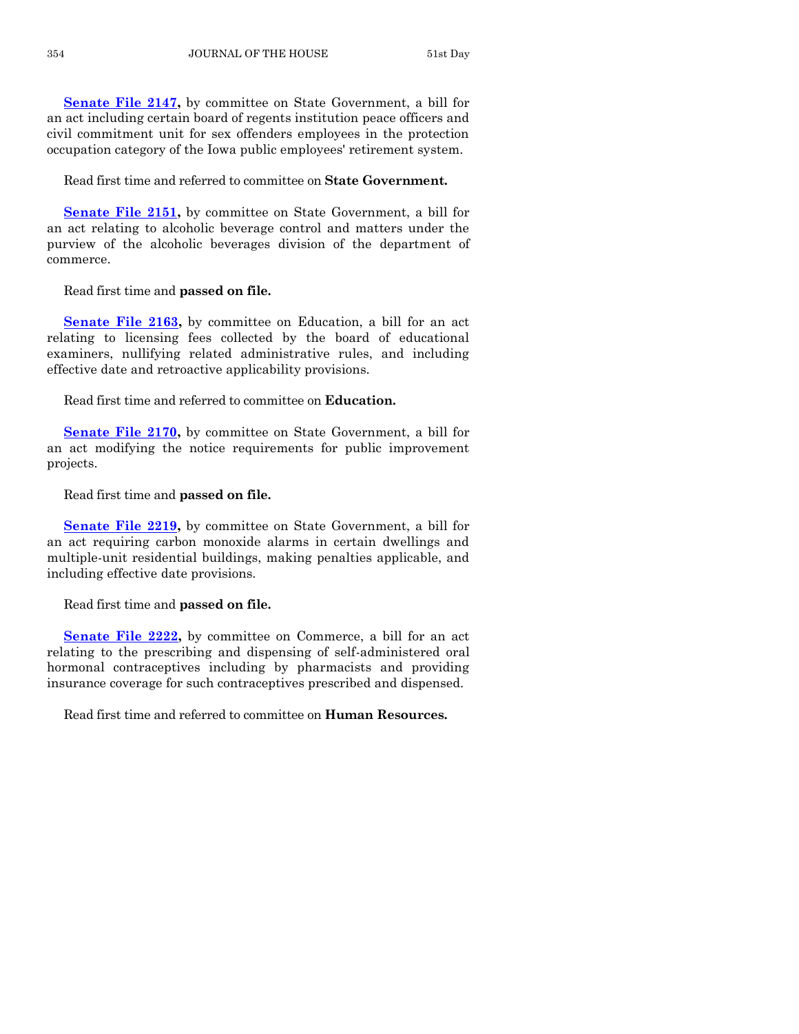**Senate File 2147,** by committee on State Government, a bill for an act including certain board of regents institution peace officers and civil commitment unit for sex offenders employees in the protection occupation category of the Iowa public employees' retirement system.

Read first time and referred to committee on **State Government.**

**Senate File 2151,** by committee on State Government, a bill for an act relating to alcoholic beverage control and matters under the purview of the alcoholic beverages division of the department of commerce.

Read first time and **passed on file.**

**Senate File 2163,** by committee on Education, a bill for an act relating to licensing fees collected by the board of educational examiners, nullifying related administrative rules, and including effective date and retroactive applicability provisions.

Read first time and referred to committee on **Education.**

**Senate File 2170,** by committee on State Government, a bill for an act modifying the notice requirements for public improvement projects.

Read first time and **passed on file.**

**Senate File 2219,** by committee on State Government, a bill for an act requiring carbon monoxide alarms in certain dwellings and multiple-unit residential buildings, making penalties applicable, and including effective date provisions.

Read first time and **passed on file.**

**Senate File 2222,** by committee on Commerce, a bill for an act relating to the prescribing and dispensing of self-administered oral hormonal contraceptives including by pharmacists and providing insurance coverage for such contraceptives prescribed and dispensed.

Read first time and referred to committee on **Human Resources.**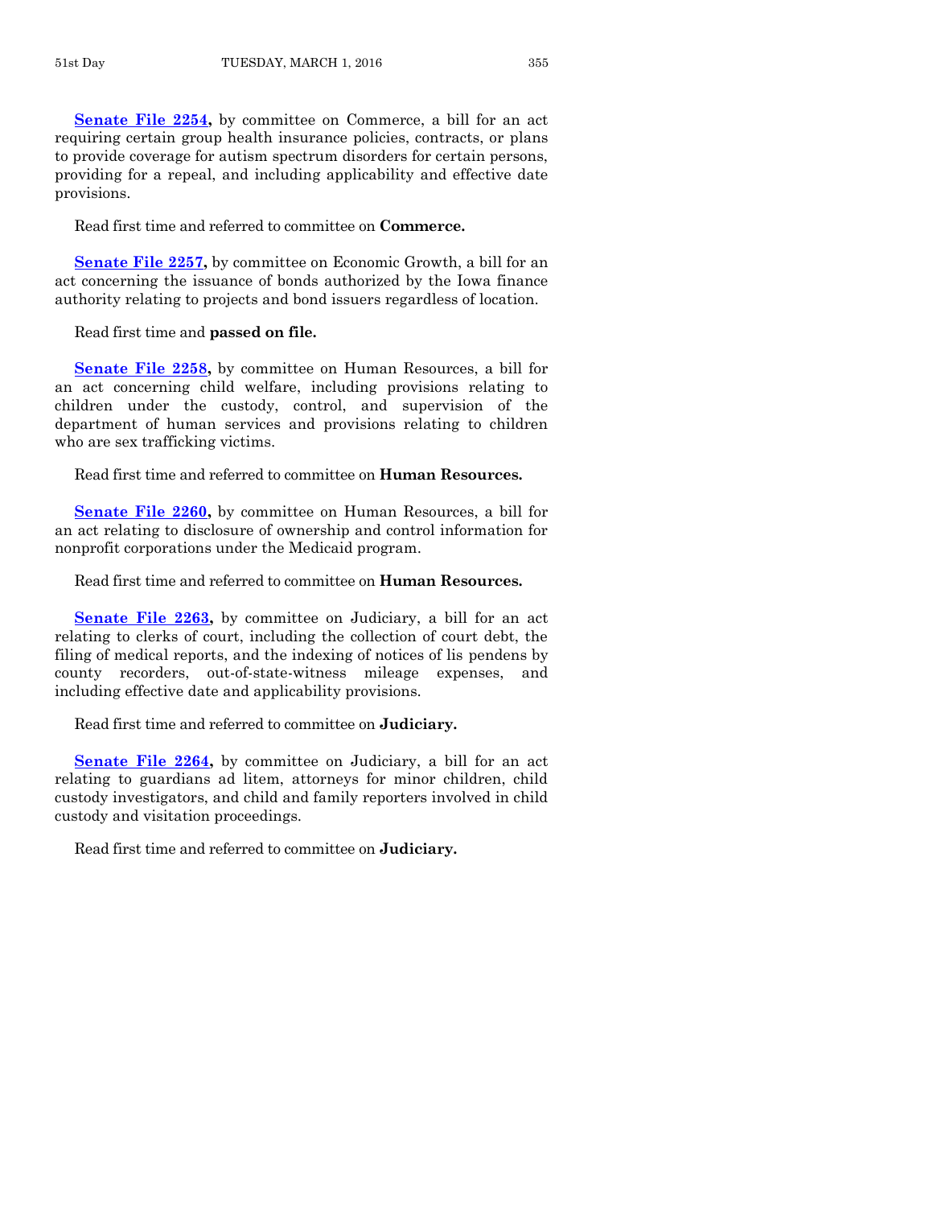**Senate File 2254,** by committee on Commerce, a bill for an act requiring certain group health insurance policies, contracts, or plans to provide coverage for autism spectrum disorders for certain persons, providing for a repeal, and including applicability and effective date provisions.

Read first time and referred to committee on **Commerce.**

**Senate File 2257,** by committee on Economic Growth, a bill for an act concerning the issuance of bonds authorized by the Iowa finance authority relating to projects and bond issuers regardless of location.

Read first time and **passed on file.**

**Senate File 2258,** by committee on Human Resources, a bill for an act concerning child welfare, including provisions relating to children under the custody, control, and supervision of the department of human services and provisions relating to children who are sex trafficking victims.

Read first time and referred to committee on **Human Resources.**

**Senate File 2260,** by committee on Human Resources, a bill for an act relating to disclosure of ownership and control information for nonprofit corporations under the Medicaid program.

Read first time and referred to committee on **Human Resources.**

**Senate File 2263,** by committee on Judiciary, a bill for an act relating to clerks of court, including the collection of court debt, the filing of medical reports, and the indexing of notices of lis pendens by county recorders, out-of-state-witness mileage expenses, and including effective date and applicability provisions.

Read first time and referred to committee on **Judiciary.**

**Senate File 2264,** by committee on Judiciary, a bill for an act relating to guardians ad litem, attorneys for minor children, child custody investigators, and child and family reporters involved in child custody and visitation proceedings.

Read first time and referred to committee on **Judiciary.**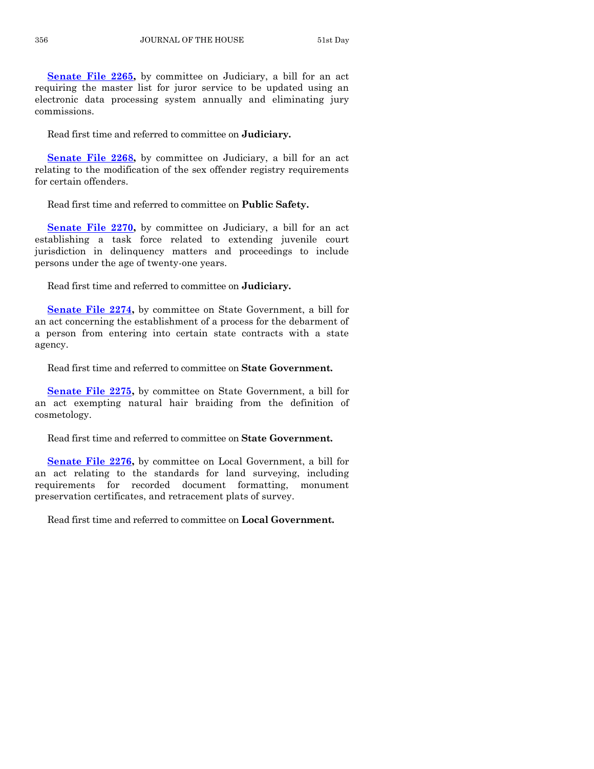**Senate File 2265,** by committee on Judiciary, a bill for an act requiring the master list for juror service to be updated using an electronic data processing system annually and eliminating jury commissions.

Read first time and referred to committee on **Judiciary.**

**Senate File 2268,** by committee on Judiciary, a bill for an act relating to the modification of the sex offender registry requirements for certain offenders.

Read first time and referred to committee on **Public Safety.**

**Senate File 2270,** by committee on Judiciary, a bill for an act establishing a task force related to extending juvenile court jurisdiction in delinquency matters and proceedings to include persons under the age of twenty-one years.

Read first time and referred to committee on **Judiciary.**

**Senate File 2274,** by committee on State Government, a bill for an act concerning the establishment of a process for the debarment of a person from entering into certain state contracts with a state agency.

Read first time and referred to committee on **State Government.**

**Senate File 2275,** by committee on State Government, a bill for an act exempting natural hair braiding from the definition of cosmetology.

Read first time and referred to committee on **State Government.**

**Senate File 2276,** by committee on Local Government, a bill for an act relating to the standards for land surveying, including requirements for recorded document formatting, monument preservation certificates, and retracement plats of survey.

Read first time and referred to committee on **Local Government.**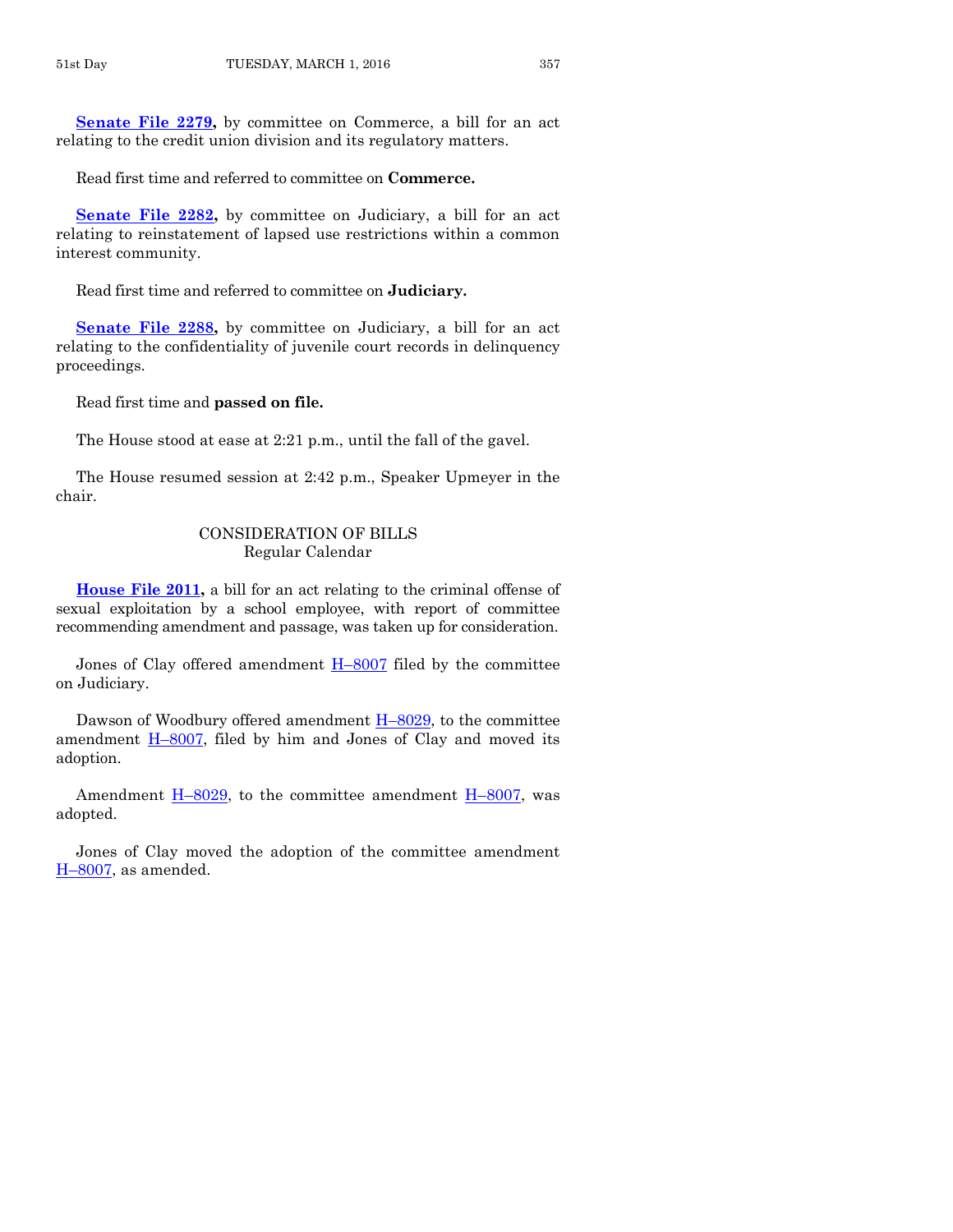**Senate File 2279,** by committee on Commerce, a bill for an act relating to the credit union division and its regulatory matters.

Read first time and referred to committee on **Commerce.**

**Senate File 2282,** by committee on Judiciary, a bill for an act relating to reinstatement of lapsed use restrictions within a common interest community.

Read first time and referred to committee on **Judiciary.**

**Senate File 2288,** by committee on Judiciary, a bill for an act relating to the confidentiality of juvenile court records in delinquency proceedings.

Read first time and **passed on file.**

The House stood at ease at 2:21 p.m., until the fall of the gavel.

The House resumed session at 2:42 p.m., Speaker Upmeyer in the chair.

## CONSIDERATION OF BILLS
### Regular Calendar

**House File 2011,** a bill for an act relating to the criminal offense of sexual exploitation by a school employee, with report of committee recommending amendment and passage, was taken up for consideration.

Jones of Clay offered amendment H–8007 filed by the committee on Judiciary.

Dawson of Woodbury offered amendment H–8029, to the committee amendment H–8007, filed by him and Jones of Clay and moved its adoption.

Amendment H–8029, to the committee amendment H–8007, was adopted.

Jones of Clay moved the adoption of the committee amendment H–8007, as amended.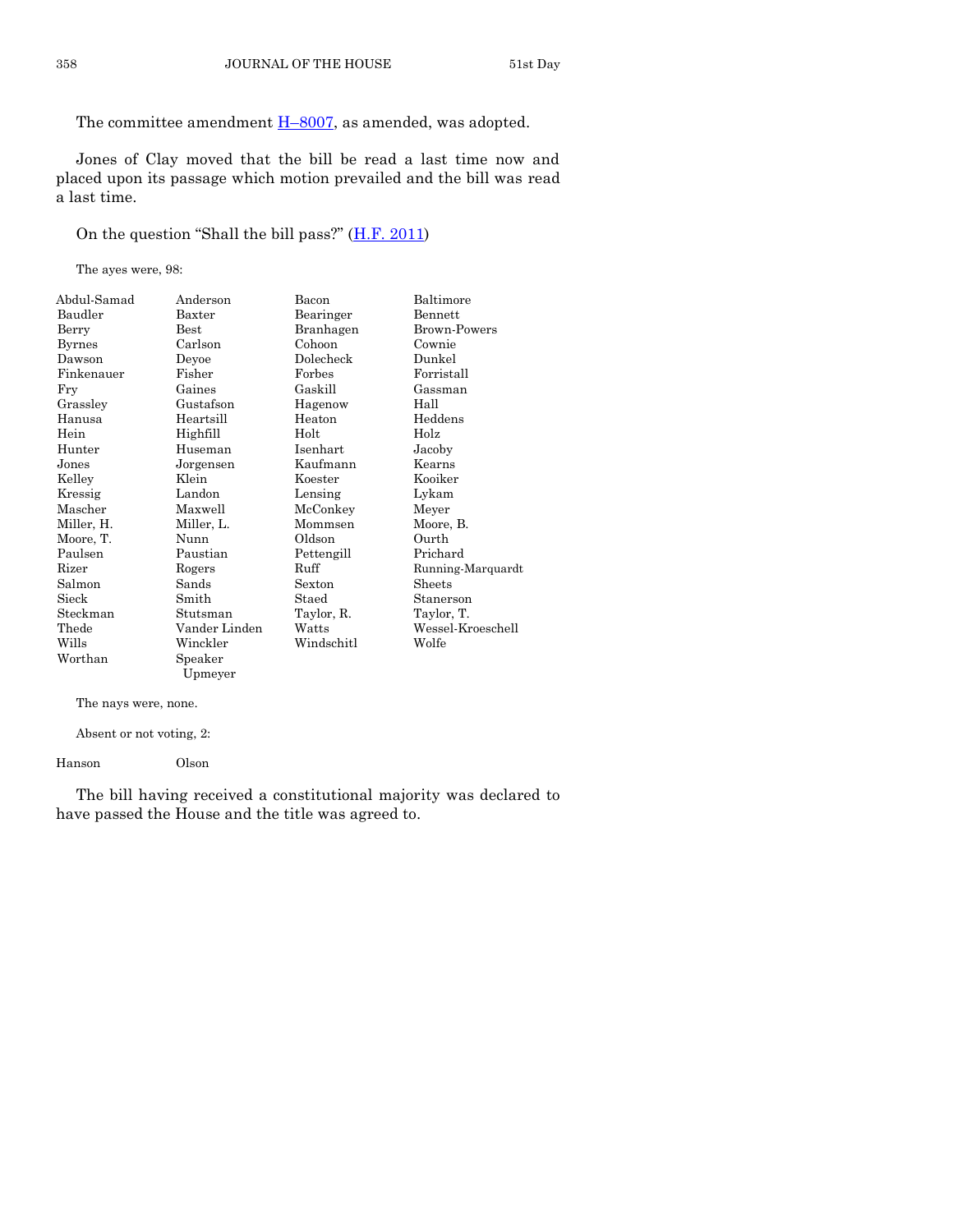The committee amendment H–8007, as amended, was adopted.

Jones of Clay moved that the bill be read a last time now and placed upon its passage which motion prevailed and the bill was read a last time.

On the question "Shall the bill pass?" (H.F. 2011)

The ayes were, 98:

| | | | |
|---|---|---|---|
| Abdul-Samad | Anderson | Bacon | Baltimore |
| Baudler | Baxter | Bearinger | Bennett |
| Berry | Best | Branhagen | Brown-Powers |
| Byrnes | Carlson | Cohoon | Cownie |
| Dawson | Deyoe | Dolecheck | Dunkel |
| Finkenauer | Fisher | Forbes | Forristall |
| Fry | Gaines | Gaskill | Gassman |
| Grassley | Gustafson | Hagenow | Hall |
| Hanusa | Heartsill | Heaton | Heddens |
| Hein | Highfill | Holt | Holz |
| Hunter | Huseman | Isenhart | Jacoby |
| Jones | Jorgensen | Kaufmann | Kearns |
| Kelley | Klein | Koester | Kooiker |
| Kressig | Landon | Lensing | Lykam |
| Mascher | Maxwell | McConkey | Meyer |
| Miller, H. | Miller, L. | Mommsen | Moore, B. |
| Moore, T. | Nunn | Oldson | Ourth |
| Paulsen | Paustian | Pettengill | Prichard |
| Rizer | Rogers | Ruff | Running-Marquardt |
| Salmon | Sands | Sexton | Sheets |
| Sieck | Smith | Staed | Stanerson |
| Steckman | Stutsman | Taylor, R. | Taylor, T. |
| Thede | Vander Linden | Watts | Wessel-Kroeschell |
| Wills | Winckler | Windschitl | Wolfe |
| Worthan | Speaker Upmeyer | | |

The nays were, none.

Absent or not voting, 2:

| | |
|---|---|
| Hanson | Olson |

The bill having received a constitutional majority was declared to have passed the House and the title was agreed to.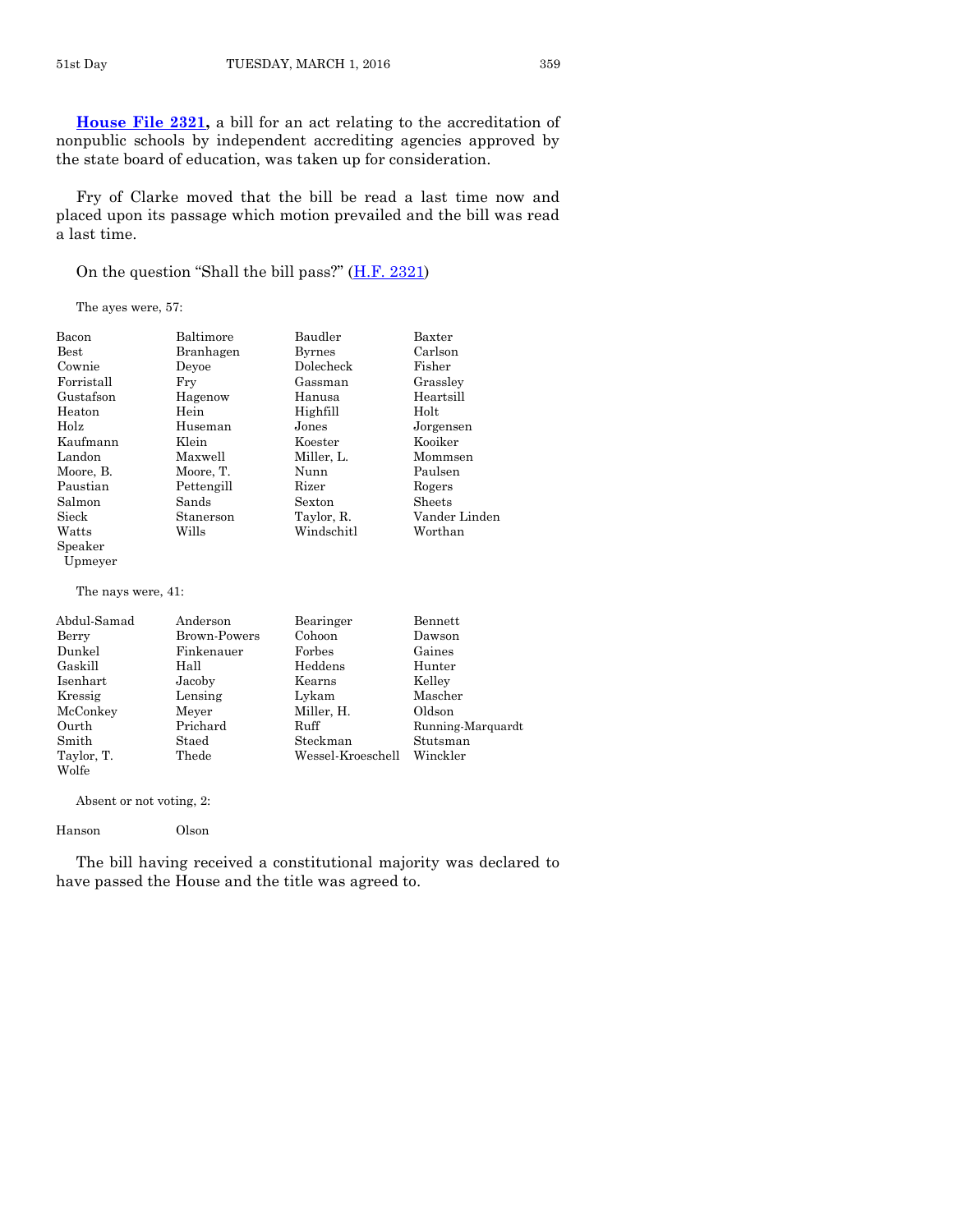**House File 2321,** a bill for an act relating to the accreditation of nonpublic schools by independent accrediting agencies approved by the state board of education, was taken up for consideration.

Fry of Clarke moved that the bill be read a last time now and placed upon its passage which motion prevailed and the bill was read a last time.

On the question "Shall the bill pass?" (H.F. 2321)

The ayes were, 57:

| | | | |
|---|---|---|---|
| Bacon | Baltimore | Baudler | Baxter |
| Best | Branhagen | Byrnes | Carlson |
| Cownie | Deyoe | Dolecheck | Fisher |
| Forristall | Fry | Gassman | Grassley |
| Gustafson | Hagenow | Hanusa | Heartsill |
| Heaton | Hein | Highfill | Holt |
| Holz | Huseman | Jones | Jorgensen |
| Kaufmann | Klein | Koester | Kooiker |
| Landon | Maxwell | Miller, L. | Mommsen |
| Moore, B. | Moore, T. | Nunn | Paulsen |
| Paustian | Pettengill | Rizer | Rogers |
| Salmon | Sands | Sexton | Sheets |
| Sieck | Stanerson | Taylor, R. | Vander Linden |
| Watts | Wills | Windschitl | Worthan |
| Speaker Upmeyer | | | |

The nays were, 41:

| | | | |
|---|---|---|---|
| Abdul-Samad | Anderson | Bearinger | Bennett |
| Berry | Brown-Powers | Cohoon | Dawson |
| Dunkel | Finkenauer | Forbes | Gaines |
| Gaskill | Hall | Heddens | Hunter |
| Isenhart | Jacoby | Kearns | Kelley |
| Kressig | Lensing | Lykam | Mascher |
| McConkey | Meyer | Miller, H. | Oldson |
| Ourth | Prichard | Ruff | Running-Marquardt |
| Smith | Staed | Steckman | Stutsman |
| Taylor, T. | Thede | Wessel-Kroeschell | Winckler |
| Wolfe | | | |

Absent or not voting, 2:

| | |
|---|---|
| Hanson | Olson |

The bill having received a constitutional majority was declared to have passed the House and the title was agreed to.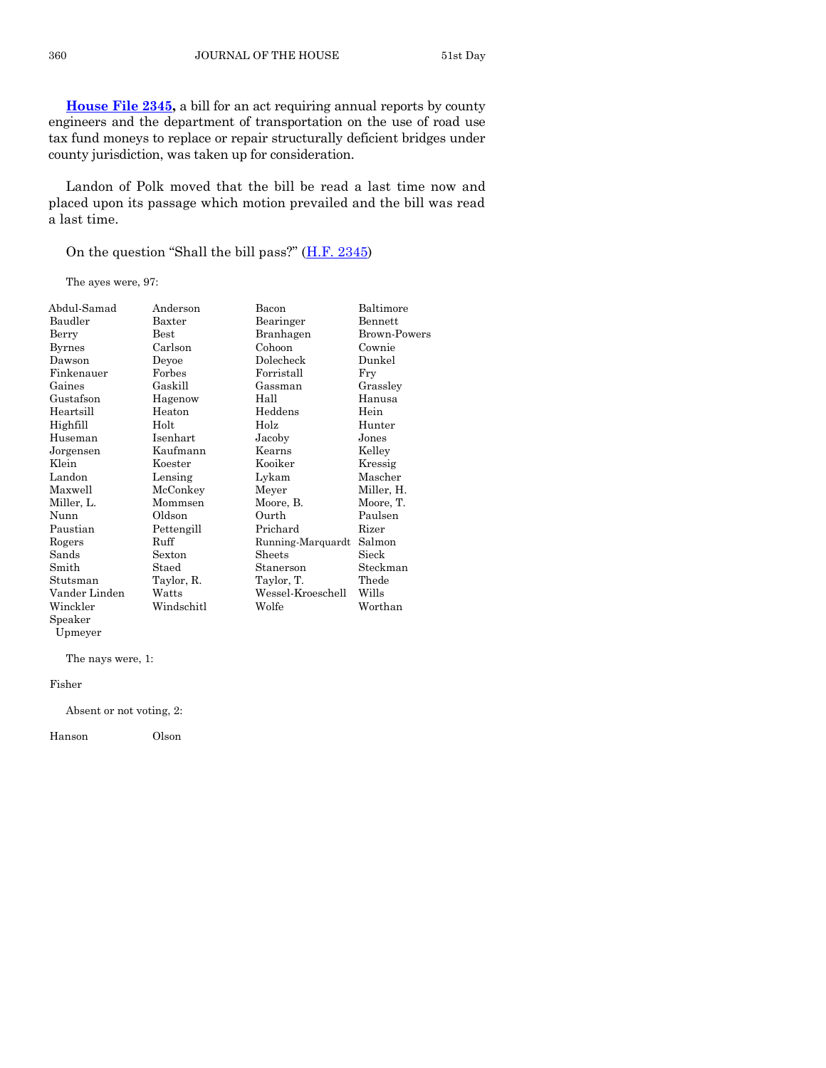**House File 2345,** a bill for an act requiring annual reports by county engineers and the department of transportation on the use of road use tax fund moneys to replace or repair structurally deficient bridges under county jurisdiction, was taken up for consideration.

Landon of Polk moved that the bill be read a last time now and placed upon its passage which motion prevailed and the bill was read a last time.

On the question "Shall the bill pass?" (H.F. 2345)

The ayes were, 97:

| | | | |
|---|---|---|---|
| Abdul-Samad | Anderson | Bacon | Baltimore |
| Baudler | Baxter | Bearinger | Bennett |
| Berry | Best | Branhagen | Brown-Powers |
| Byrnes | Carlson | Cohoon | Cownie |
| Dawson | Deyoe | Dolecheck | Dunkel |
| Finkenauer | Forbes | Forristall | Fry |
| Gaines | Gaskill | Gassman | Grassley |
| Gustafson | Hagenow | Hall | Hanusa |
| Heartsill | Heaton | Heddens | Hein |
| Highfill | Holt | Holz | Hunter |
| Huseman | Isenhart | Jacoby | Jones |
| Jorgensen | Kaufmann | Kearns | Kelley |
| Klein | Koester | Kooiker | Kressig |
| Landon | Lensing | Lykam | Mascher |
| Maxwell | McConkey | Meyer | Miller, H. |
| Miller, L. | Mommsen | Moore, B. | Moore, T. |
| Nunn | Oldson | Ourth | Paulsen |
| Paustian | Pettengill | Prichard | Rizer |
| Rogers | Ruff | Running-Marquardt | Salmon |
| Sands | Sexton | Sheets | Sieck |
| Smith | Staed | Stanerson | Steckman |
| Stutsman | Taylor, R. | Taylor, T. | Thede |
| Vander Linden | Watts | Wessel-Kroeschell | Wills |
| Winckler | Windschitl | Wolfe | Worthan |
| Speaker Upmeyer | | | |

The nays were, 1:

Fisher

Absent or not voting, 2:

| | |
|---|---|
| Hanson | Olson |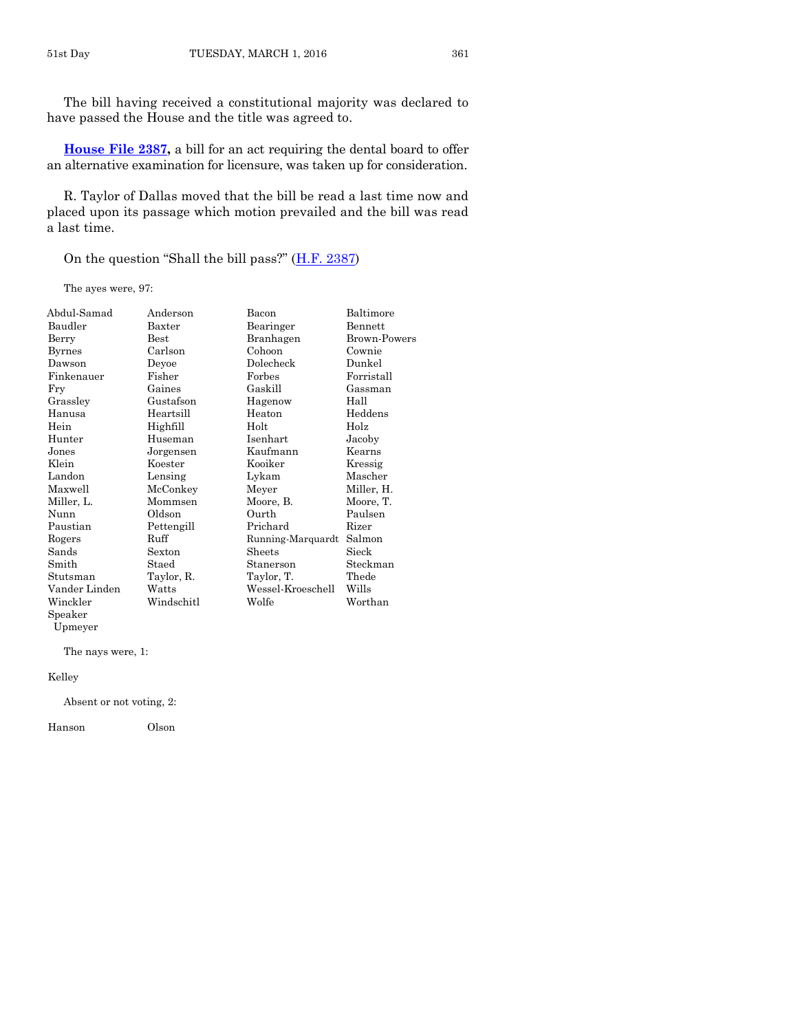The bill having received a constitutional majority was declared to have passed the House and the title was agreed to.

**House File 2387,** a bill for an act requiring the dental board to offer an alternative examination for licensure, was taken up for consideration.

R. Taylor of Dallas moved that the bill be read a last time now and placed upon its passage which motion prevailed and the bill was read a last time.

On the question "Shall the bill pass?" (H.F. 2387)

The ayes were, 97:

| | | | |
|---|---|---|---|
| Abdul-Samad | Anderson | Bacon | Baltimore |
| Baudler | Baxter | Bearinger | Bennett |
| Berry | Best | Branhagen | Brown-Powers |
| Byrnes | Carlson | Cohoon | Cownie |
| Dawson | Deyoe | Dolecheck | Dunkel |
| Finkenauer | Fisher | Forbes | Forristall |
| Fry | Gaines | Gaskill | Gassman |
| Grassley | Gustafson | Hagenow | Hall |
| Hanusa | Heartsill | Heaton | Heddens |
| Hein | Highfill | Holt | Holz |
| Hunter | Huseman | Isenhart | Jacoby |
| Jones | Jorgensen | Kaufmann | Kearns |
| Klein | Koester | Kooiker | Kressig |
| Landon | Lensing | Lykam | Mascher |
| Maxwell | McConkey | Meyer | Miller, H. |
| Miller, L. | Mommsen | Moore, B. | Moore, T. |
| Nunn | Oldson | Ourth | Paulsen |
| Paustian | Pettengill | Prichard | Rizer |
| Rogers | Ruff | Running-Marquardt | Salmon |
| Sands | Sexton | Sheets | Sieck |
| Smith | Staed | Stanerson | Steckman |
| Stutsman | Taylor, R. | Taylor, T. | Thede |
| Vander Linden | Watts | Wessel-Kroeschell | Wills |
| Winckler | Windschitl | Wolfe | Worthan |
| Speaker Upmeyer | | | |

The nays were, 1:

Kelley

Absent or not voting, 2:

Hanson Olson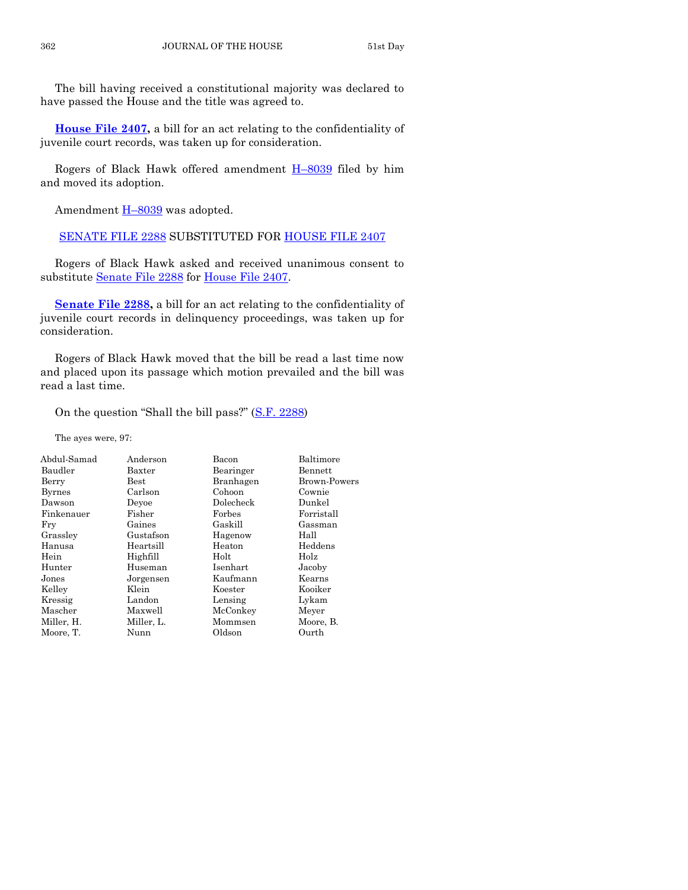The bill having received a constitutional majority was declared to have passed the House and the title was agreed to.

**House File 2407,** a bill for an act relating to the confidentiality of juvenile court records, was taken up for consideration.

Rogers of Black Hawk offered amendment H–8039 filed by him and moved its adoption.

Amendment H–8039 was adopted.

SENATE FILE 2288 SUBSTITUTED FOR HOUSE FILE 2407

Rogers of Black Hawk asked and received unanimous consent to substitute Senate File 2288 for House File 2407.

**Senate File 2288,** a bill for an act relating to the confidentiality of juvenile court records in delinquency proceedings, was taken up for consideration.

Rogers of Black Hawk moved that the bill be read a last time now and placed upon its passage which motion prevailed and the bill was read a last time.

On the question "Shall the bill pass?" (S.F. 2288)

The ayes were, 97:

| | | | |
|---|---|---|---|
| Abdul-Samad | Anderson | Bacon | Baltimore |
| Baudler | Baxter | Bearinger | Bennett |
| Berry | Best | Branhagen | Brown-Powers |
| Byrnes | Carlson | Cohoon | Cownie |
| Dawson | Deyoe | Dolecheck | Dunkel |
| Finkenauer | Fisher | Forbes | Forristall |
| Fry | Gaines | Gaskill | Gassman |
| Grassley | Gustafson | Hagenow | Hall |
| Hanusa | Heartsill | Heaton | Heddens |
| Hein | Highfill | Holt | Holz |
| Hunter | Huseman | Isenhart | Jacoby |
| Jones | Jorgensen | Kaufmann | Kearns |
| Kelley | Klein | Koester | Kooiker |
| Kressig | Landon | Lensing | Lykam |
| Mascher | Maxwell | McConkey | Meyer |
| Miller, H. | Miller, L. | Mommsen | Moore, B. |
| Moore, T. | Nunn | Oldson | Ourth |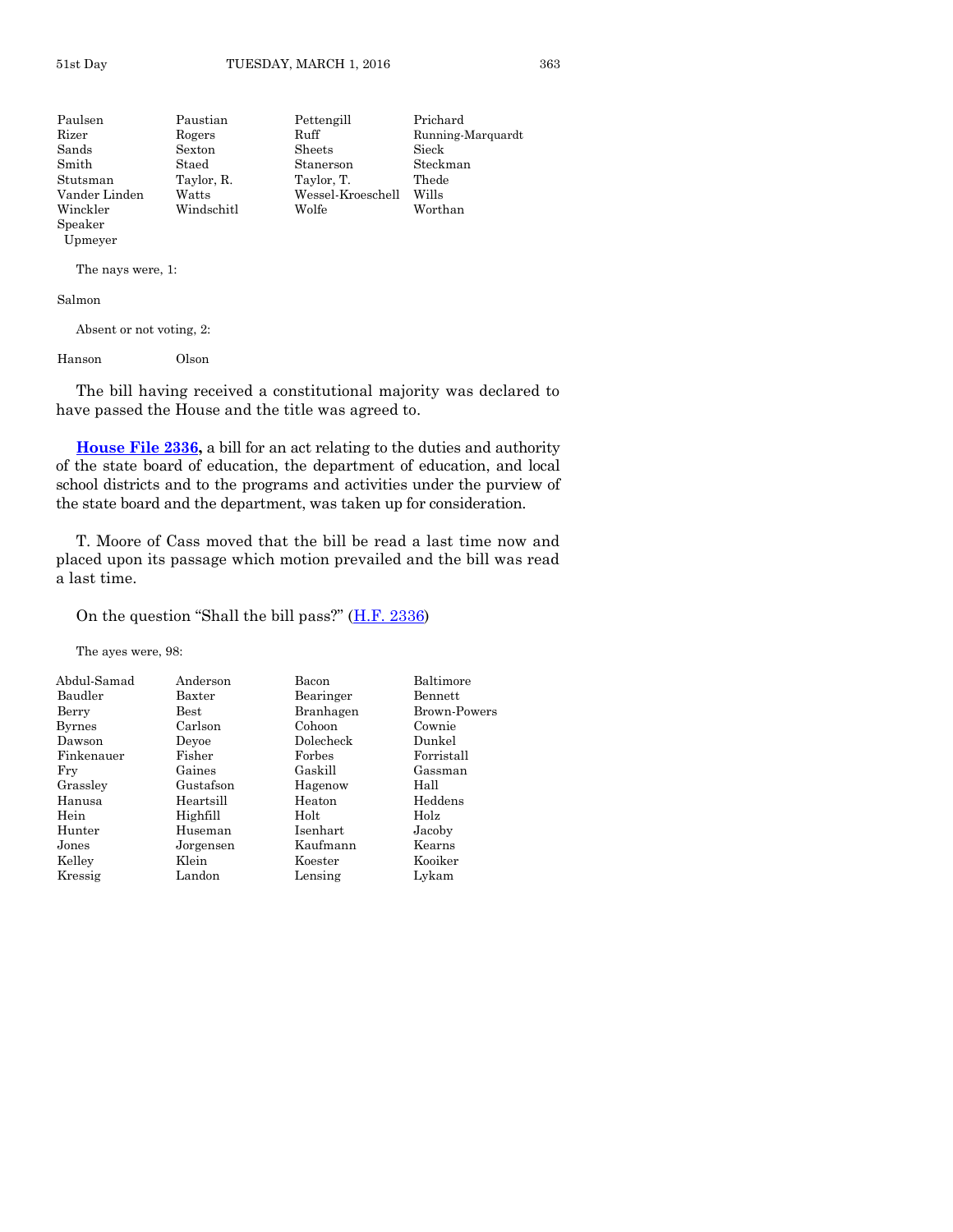| | | | |
|---|---|---|---|
| Paulsen | Paustian | Pettengill | Prichard |
| Rizer | Rogers | Ruff | Running-Marquardt |
| Sands | Sexton | Sheets | Sieck |
| Smith | Staed | Stanerson | Steckman |
| Stutsman | Taylor, R. | Taylor, T. | Thede |
| Vander Linden | Watts | Wessel-Kroeschell | Wills |
| Winckler | Windschitl | Wolfe | Worthan |
| Speaker Upmeyer | | | |

The nays were, 1:

Salmon

Absent or not voting, 2:

| | |
|---|---|
| Hanson | Olson |

The bill having received a constitutional majority was declared to have passed the House and the title was agreed to.

**House File 2336,** a bill for an act relating to the duties and authority of the state board of education, the department of education, and local school districts and to the programs and activities under the purview of the state board and the department, was taken up for consideration.

T. Moore of Cass moved that the bill be read a last time now and placed upon its passage which motion prevailed and the bill was read a last time.

On the question "Shall the bill pass?" (H.F. 2336)

The ayes were, 98:

| | | | |
|---|---|---|---|
| Abdul-Samad | Anderson | Bacon | Baltimore |
| Baudler | Baxter | Bearinger | Bennett |
| Berry | Best | Branhagen | Brown-Powers |
| Byrnes | Carlson | Cohoon | Cownie |
| Dawson | Deyoe | Dolecheck | Dunkel |
| Finkenauer | Fisher | Forbes | Forristall |
| Fry | Gaines | Gaskill | Gassman |
| Grassley | Gustafson | Hagenow | Hall |
| Hanusa | Heartsill | Heaton | Heddens |
| Hein | Highfill | Holt | Holz |
| Hunter | Huseman | Isenhart | Jacoby |
| Jones | Jorgensen | Kaufmann | Kearns |
| Kelley | Klein | Koester | Kooiker |
| Kressig | Landon | Lensing | Lykam |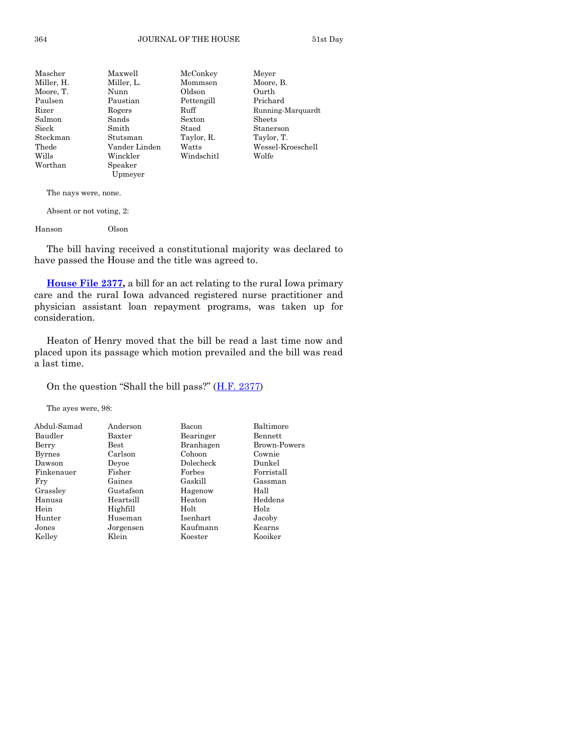| | | | |
|---|---|---|---|
| Mascher | Maxwell | McConkey | Meyer |
| Miller, H. | Miller, L. | Mommsen | Moore, B. |
| Moore, T. | Nunn | Oldson | Ourth |
| Paulsen | Paustian | Pettengill | Prichard |
| Rizer | Rogers | Ruff | Running-Marquardt |
| Salmon | Sands | Sexton | Sheets |
| Sieck | Smith | Staed | Stanerson |
| Steckman | Stutsman | Taylor, R. | Taylor, T. |
| Thede | Vander Linden | Watts | Wessel-Kroeschell |
| Wills | Winckler | Windschitl | Wolfe |
| Worthan | Speaker Upmeyer | | |

The nays were, none.

Absent or not voting, 2:

| | |
|---|---|
| Hanson | Olson |

The bill having received a constitutional majority was declared to have passed the House and the title was agreed to.

**House File 2377,** a bill for an act relating to the rural Iowa primary care and the rural Iowa advanced registered nurse practitioner and physician assistant loan repayment programs, was taken up for consideration.

Heaton of Henry moved that the bill be read a last time now and placed upon its passage which motion prevailed and the bill was read a last time.

On the question "Shall the bill pass?" (H.F. 2377)

The ayes were, 98:

| | | | |
|---|---|---|---|
| Abdul-Samad | Anderson | Bacon | Baltimore |
| Baudler | Baxter | Bearinger | Bennett |
| Berry | Best | Branhagen | Brown-Powers |
| Byrnes | Carlson | Cohoon | Cownie |
| Dawson | Deyoe | Dolecheck | Dunkel |
| Finkenauer | Fisher | Forbes | Forristall |
| Fry | Gaines | Gaskill | Gassman |
| Grassley | Gustafson | Hagenow | Hall |
| Hanusa | Heartsill | Heaton | Heddens |
| Hein | Highfill | Holt | Holz |
| Hunter | Huseman | Isenhart | Jacoby |
| Jones | Jorgensen | Kaufmann | Kearns |
| Kelley | Klein | Koester | Kooiker |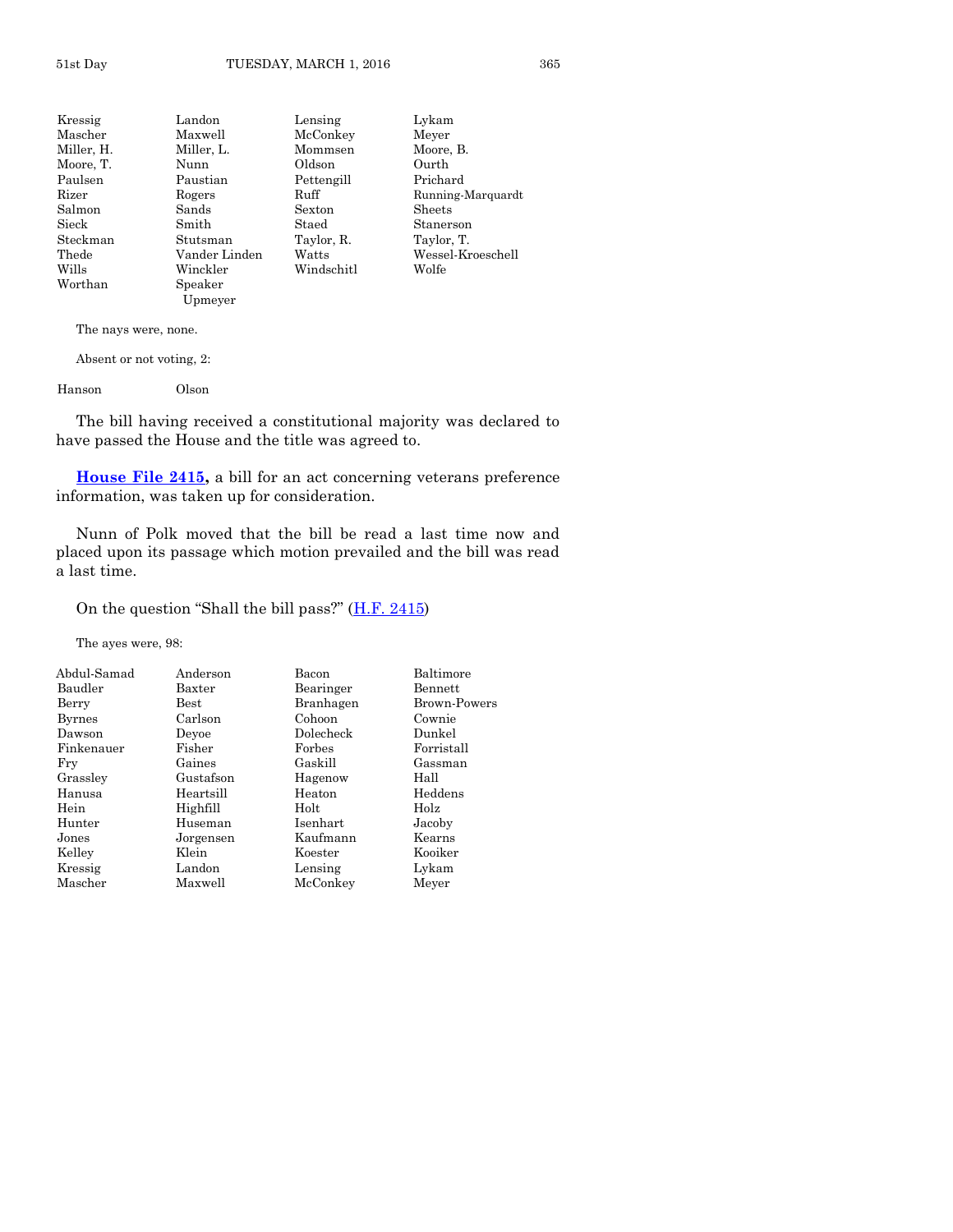| | | | |
|---|---|---|---|
| Kressig | Landon | Lensing | Lykam |
| Mascher | Maxwell | McConkey | Meyer |
| Miller, H. | Miller, L. | Mommsen | Moore, B. |
| Moore, T. | Nunn | Oldson | Ourth |
| Paulsen | Paustian | Pettengill | Prichard |
| Rizer | Rogers | Ruff | Running-Marquardt |
| Salmon | Sands | Sexton | Sheets |
| Sieck | Smith | Staed | Stanerson |
| Steckman | Stutsman | Taylor, R. | Taylor, T. |
| Thede | Vander Linden | Watts | Wessel-Kroeschell |
| Wills | Winckler | Windschitl | Wolfe |
| Worthan | Speaker Upmeyer | | |

The nays were, none.

Absent or not voting, 2:

| | |
|---|---|
| Hanson | Olson |

The bill having received a constitutional majority was declared to have passed the House and the title was agreed to.

**House File 2415,** a bill for an act concerning veterans preference information, was taken up for consideration.

Nunn of Polk moved that the bill be read a last time now and placed upon its passage which motion prevailed and the bill was read a last time.

On the question "Shall the bill pass?" (H.F. 2415)

The ayes were, 98:

| | | | |
|---|---|---|---|
| Abdul-Samad | Anderson | Bacon | Baltimore |
| Baudler | Baxter | Bearinger | Bennett |
| Berry | Best | Branhagen | Brown-Powers |
| Byrnes | Carlson | Cohoon | Cownie |
| Dawson | Deyoe | Dolecheck | Dunkel |
| Finkenauer | Fisher | Forbes | Forristall |
| Fry | Gaines | Gaskill | Gassman |
| Grassley | Gustafson | Hagenow | Hall |
| Hanusa | Heartsill | Heaton | Heddens |
| Hein | Highfill | Holt | Holz |
| Hunter | Huseman | Isenhart | Jacoby |
| Jones | Jorgensen | Kaufmann | Kearns |
| Kelley | Klein | Koester | Kooiker |
| Kressig | Landon | Lensing | Lykam |
| Mascher | Maxwell | McConkey | Meyer |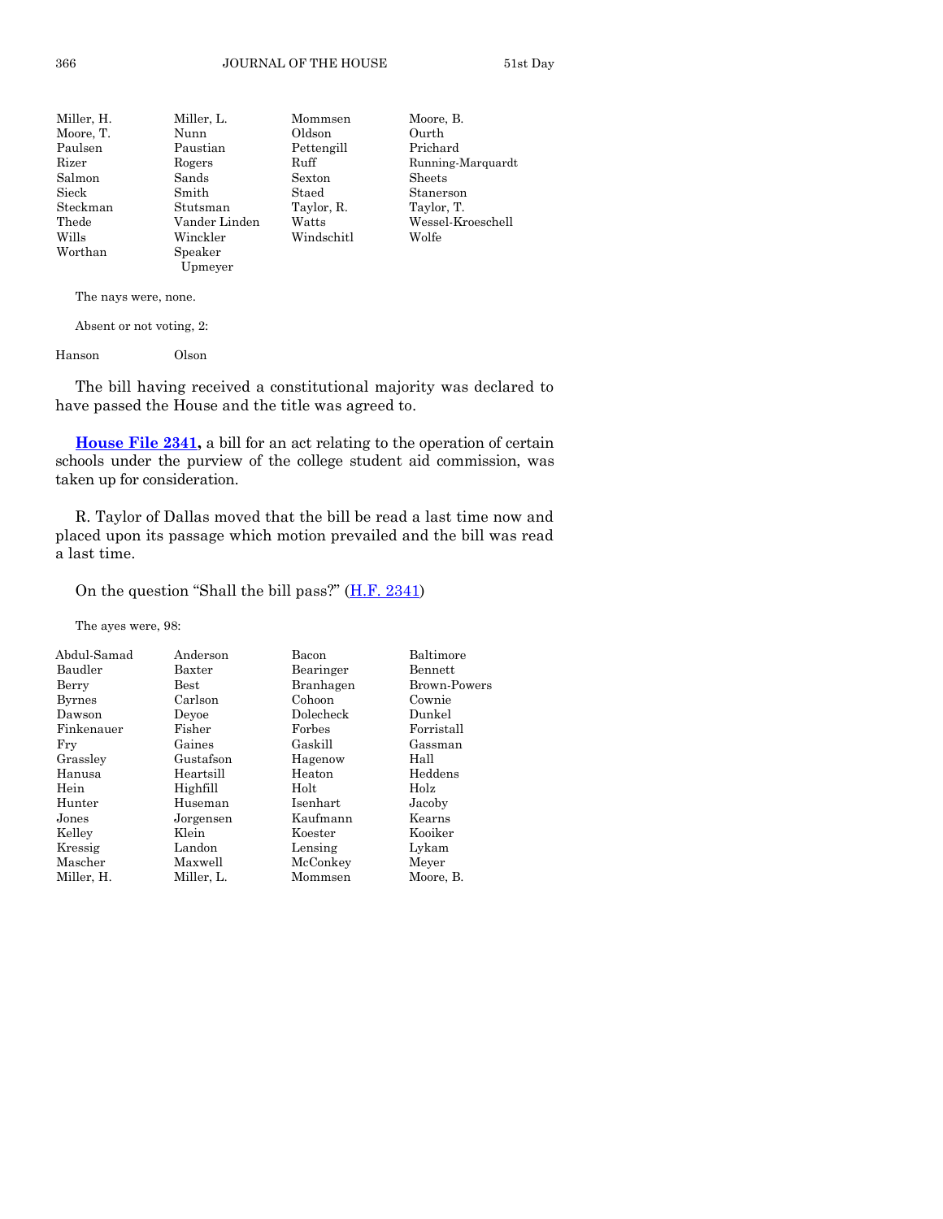| | | | |
|---|---|---|---|
| Miller, H. | Miller, L. | Mommsen | Moore, B. |
| Moore, T. | Nunn | Oldson | Ourth |
| Paulsen | Paustian | Pettengill | Prichard |
| Rizer | Rogers | Ruff | Running-Marquardt |
| Salmon | Sands | Sexton | Sheets |
| Sieck | Smith | Staed | Stanerson |
| Steckman | Stutsman | Taylor, R. | Taylor, T. |
| Thede | Vander Linden | Watts | Wessel-Kroeschell |
| Wills | Winckler | Windschitl | Wolfe |
| Worthan | Speaker Upmeyer | | |

The nays were, none.

Absent or not voting, 2:

| | |
|---|---|
| Hanson | Olson |

The bill having received a constitutional majority was declared to have passed the House and the title was agreed to.

**House File 2341,** a bill for an act relating to the operation of certain schools under the purview of the college student aid commission, was taken up for consideration.

R. Taylor of Dallas moved that the bill be read a last time now and placed upon its passage which motion prevailed and the bill was read a last time.

On the question "Shall the bill pass?" (H.F. 2341)

The ayes were, 98:

| | | | |
|---|---|---|---|
| Abdul-Samad | Anderson | Bacon | Baltimore |
| Baudler | Baxter | Bearinger | Bennett |
| Berry | Best | Branhagen | Brown-Powers |
| Byrnes | Carlson | Cohoon | Cownie |
| Dawson | Deyoe | Dolecheck | Dunkel |
| Finkenauer | Fisher | Forbes | Forristall |
| Fry | Gaines | Gaskill | Gassman |
| Grassley | Gustafson | Hagenow | Hall |
| Hanusa | Heartsill | Heaton | Heddens |
| Hein | Highfill | Holt | Holz |
| Hunter | Huseman | Isenhart | Jacoby |
| Jones | Jorgensen | Kaufmann | Kearns |
| Kelley | Klein | Koester | Kooiker |
| Kressig | Landon | Lensing | Lykam |
| Mascher | Maxwell | McConkey | Meyer |
| Miller, H. | Miller, L. | Mommsen | Moore, B. |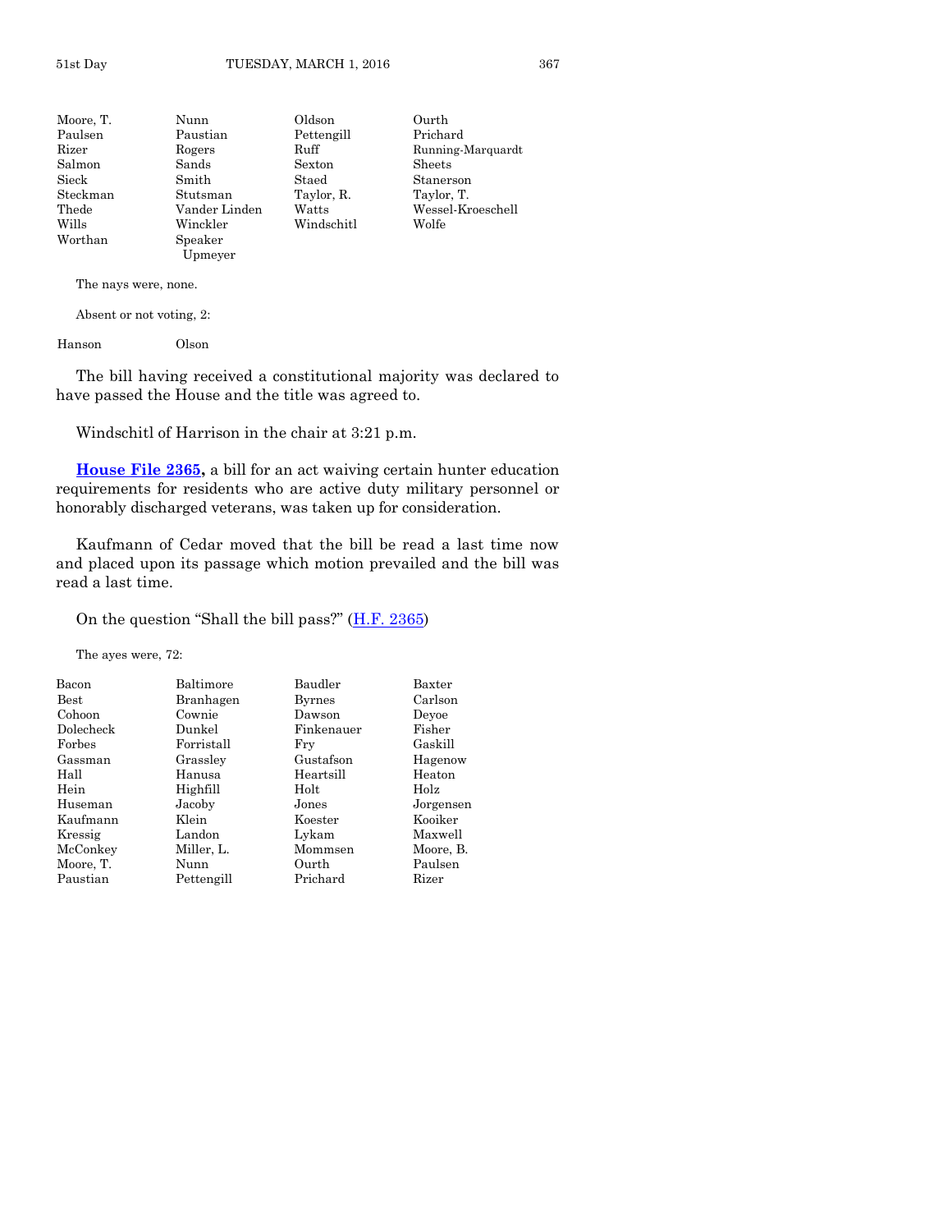| | | | |
|---|---|---|---|
| Moore, T. | Nunn | Oldson | Ourth |
| Paulsen | Paustian | Pettengill | Prichard |
| Rizer | Rogers | Ruff | Running-Marquardt |
| Salmon | Sands | Sexton | Sheets |
| Sieck | Smith | Staed | Stanerson |
| Steckman | Stutsman | Taylor, R. | Taylor, T. |
| Thede | Vander Linden | Watts | Wessel-Kroeschell |
| Wills | Winckler | Windschitl | Wolfe |
| Worthan | Speaker Upmeyer | | |

The nays were, none.

Absent or not voting, 2:

| | |
|---|---|
| Hanson | Olson |

The bill having received a constitutional majority was declared to have passed the House and the title was agreed to.

Windschitl of Harrison in the chair at 3:21 p.m.

**House File 2365,** a bill for an act waiving certain hunter education requirements for residents who are active duty military personnel or honorably discharged veterans, was taken up for consideration.

Kaufmann of Cedar moved that the bill be read a last time now and placed upon its passage which motion prevailed and the bill was read a last time.

On the question "Shall the bill pass?" (H.F. 2365)

The ayes were, 72:

| | | | |
|---|---|---|---|
| Bacon | Baltimore | Baudler | Baxter |
| Best | Branhagen | Byrnes | Carlson |
| Cohoon | Cownie | Dawson | Deyoe |
| Dolecheck | Dunkel | Finkenauer | Fisher |
| Forbes | Forristall | Fry | Gaskill |
| Gassman | Grassley | Gustafson | Hagenow |
| Hall | Hanusa | Heartsill | Heaton |
| Hein | Highfill | Holt | Holz |
| Huseman | Jacoby | Jones | Jorgensen |
| Kaufmann | Klein | Koester | Kooiker |
| Kressig | Landon | Lykam | Maxwell |
| McConkey | Miller, L. | Mommsen | Moore, B. |
| Moore, T. | Nunn | Ourth | Paulsen |
| Paustian | Pettengill | Prichard | Rizer |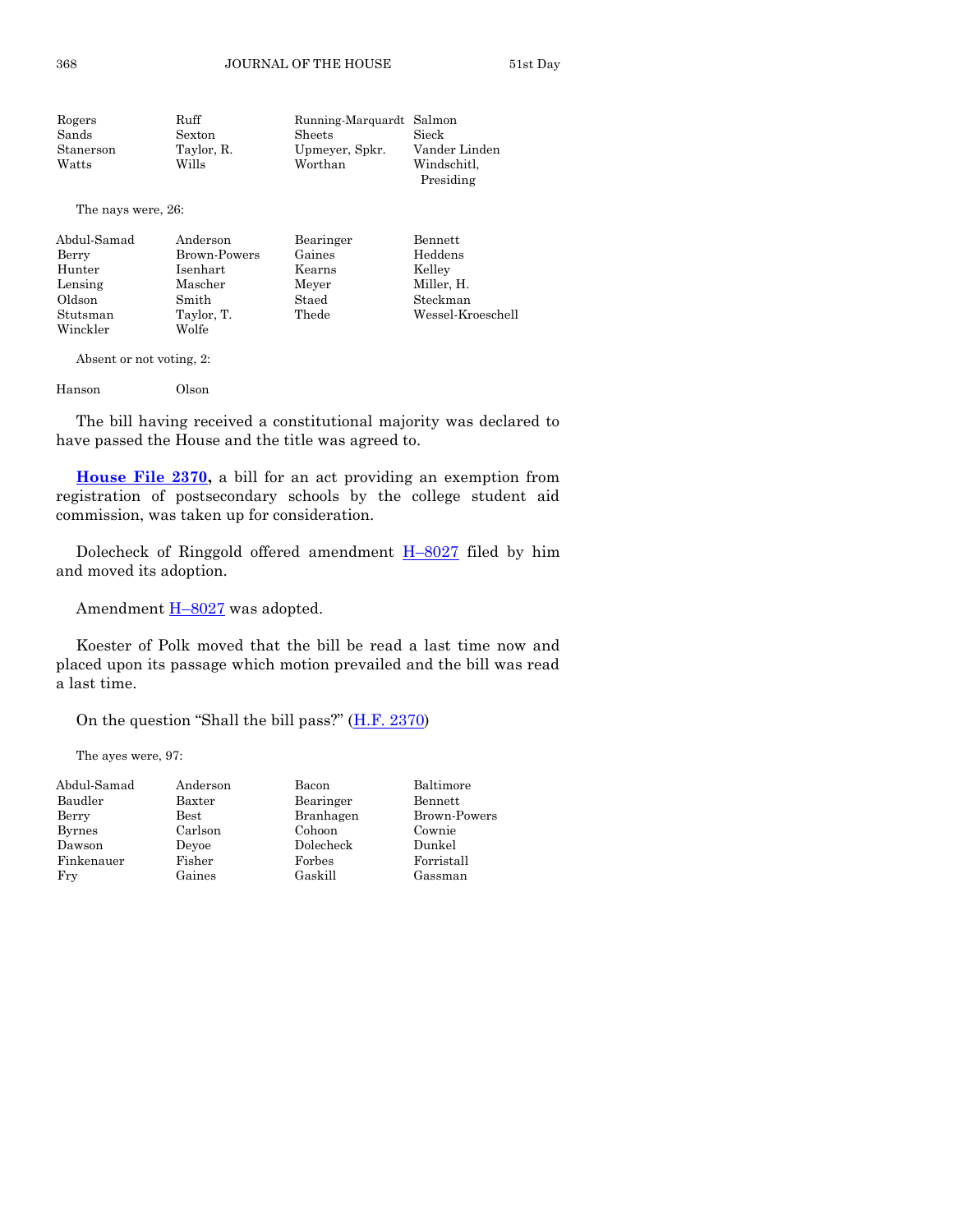| | | | |
|---|---|---|---|
| Rogers | Ruff | Running-Marquardt | Salmon |
| Sands | Sexton | Sheets | Sieck |
| Stanerson | Taylor, R. | Upmeyer, Spkr. | Vander Linden |
| Watts | Wills | Worthan | Windschitl, Presiding |

The nays were, 26:

| | | | |
|---|---|---|---|
| Abdul-Samad | Anderson | Bearinger | Bennett |
| Berry | Brown-Powers | Gaines | Heddens |
| Hunter | Isenhart | Kearns | Kelley |
| Lensing | Mascher | Meyer | Miller, H. |
| Oldson | Smith | Staed | Steckman |
| Stutsman | Taylor, T. | Thede | Wessel-Kroeschell |
| Winckler | Wolfe | | |

Absent or not voting, 2:

| | |
|---|---|
| Hanson | Olson |

The bill having received a constitutional majority was declared to have passed the House and the title was agreed to.

**House File 2370,** a bill for an act providing an exemption from registration of postsecondary schools by the college student aid commission, was taken up for consideration.

Dolecheck of Ringgold offered amendment H–8027 filed by him and moved its adoption.

Amendment H–8027 was adopted.

Koester of Polk moved that the bill be read a last time now and placed upon its passage which motion prevailed and the bill was read a last time.

On the question "Shall the bill pass?" (H.F. 2370)

The ayes were, 97:

| | | | |
|---|---|---|---|
| Abdul-Samad | Anderson | Bacon | Baltimore |
| Baudler | Baxter | Bearinger | Bennett |
| Berry | Best | Branhagen | Brown-Powers |
| Byrnes | Carlson | Cohoon | Cownie |
| Dawson | Deyoe | Dolecheck | Dunkel |
| Finkenauer | Fisher | Forbes | Forristall |
| Fry | Gaines | Gaskill | Gassman |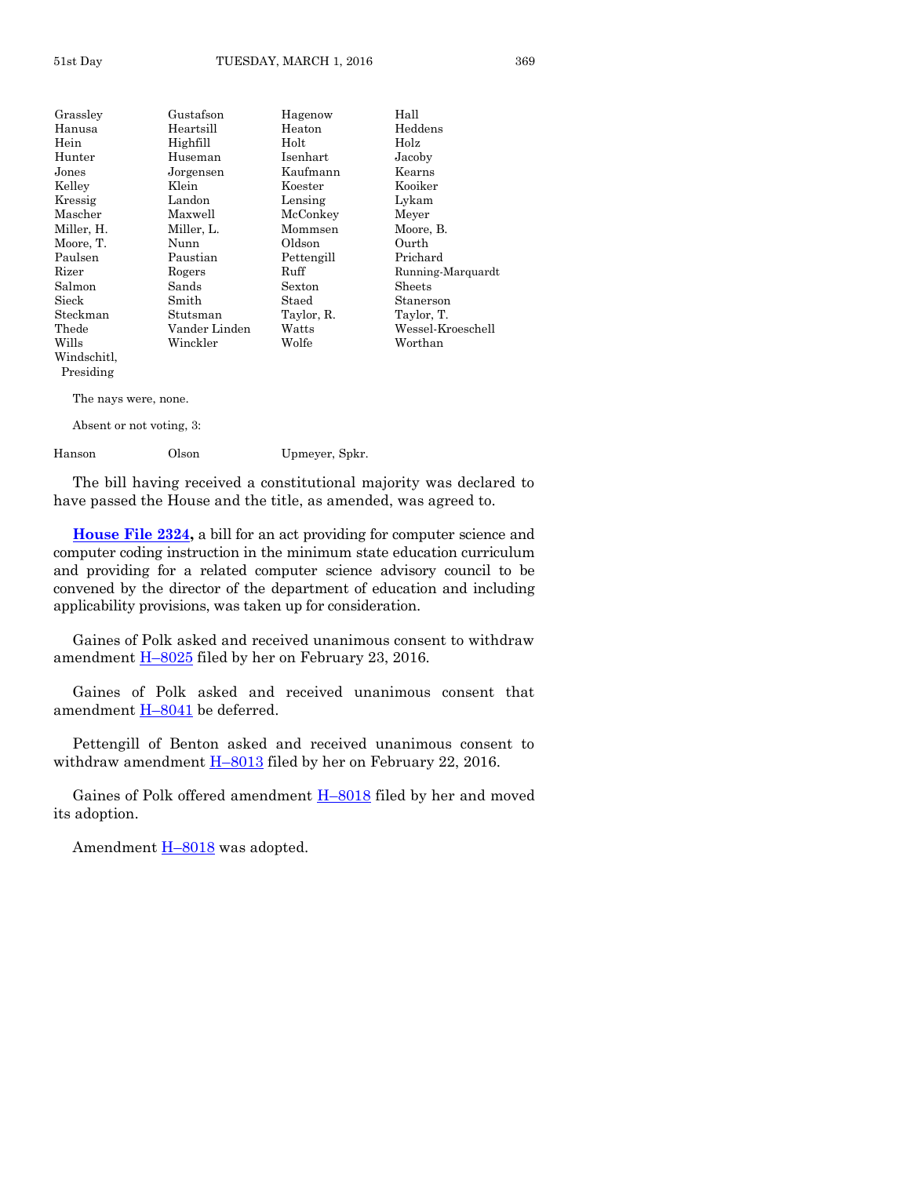| | | | |
|---|---|---|---|
| Grassley | Gustafson | Hagenow | Hall |
| Hanusa | Heartsill | Heaton | Heddens |
| Hein | Highfill | Holt | Holz |
| Hunter | Huseman | Isenhart | Jacoby |
| Jones | Jorgensen | Kaufmann | Kearns |
| Kelley | Klein | Koester | Kooiker |
| Kressig | Landon | Lensing | Lykam |
| Mascher | Maxwell | McConkey | Meyer |
| Miller, H. | Miller, L. | Mommsen | Moore, B. |
| Moore, T. | Nunn | Oldson | Ourth |
| Paulsen | Paustian | Pettengill | Prichard |
| Rizer | Rogers | Ruff | Running-Marquardt |
| Salmon | Sands | Sexton | Sheets |
| Sieck | Smith | Staed | Stanerson |
| Steckman | Stutsman | Taylor, R. | Taylor, T. |
| Thede | Vander Linden | Watts | Wessel-Kroeschell |
| Wills | Winckler | Wolfe | Worthan |
| Windschitl, Presiding | | | |

The nays were, none.

Absent or not voting, 3:

| | | |
|---|---|---|
| Hanson | Olson | Upmeyer, Spkr. |

The bill having received a constitutional majority was declared to have passed the House and the title, as amended, was agreed to.

**House File 2324,** a bill for an act providing for computer science and computer coding instruction in the minimum state education curriculum and providing for a related computer science advisory council to be convened by the director of the department of education and including applicability provisions, was taken up for consideration.

Gaines of Polk asked and received unanimous consent to withdraw amendment H–8025 filed by her on February 23, 2016.

Gaines of Polk asked and received unanimous consent that amendment H–8041 be deferred.

Pettengill of Benton asked and received unanimous consent to withdraw amendment H–8013 filed by her on February 22, 2016.

Gaines of Polk offered amendment H–8018 filed by her and moved its adoption.

Amendment H–8018 was adopted.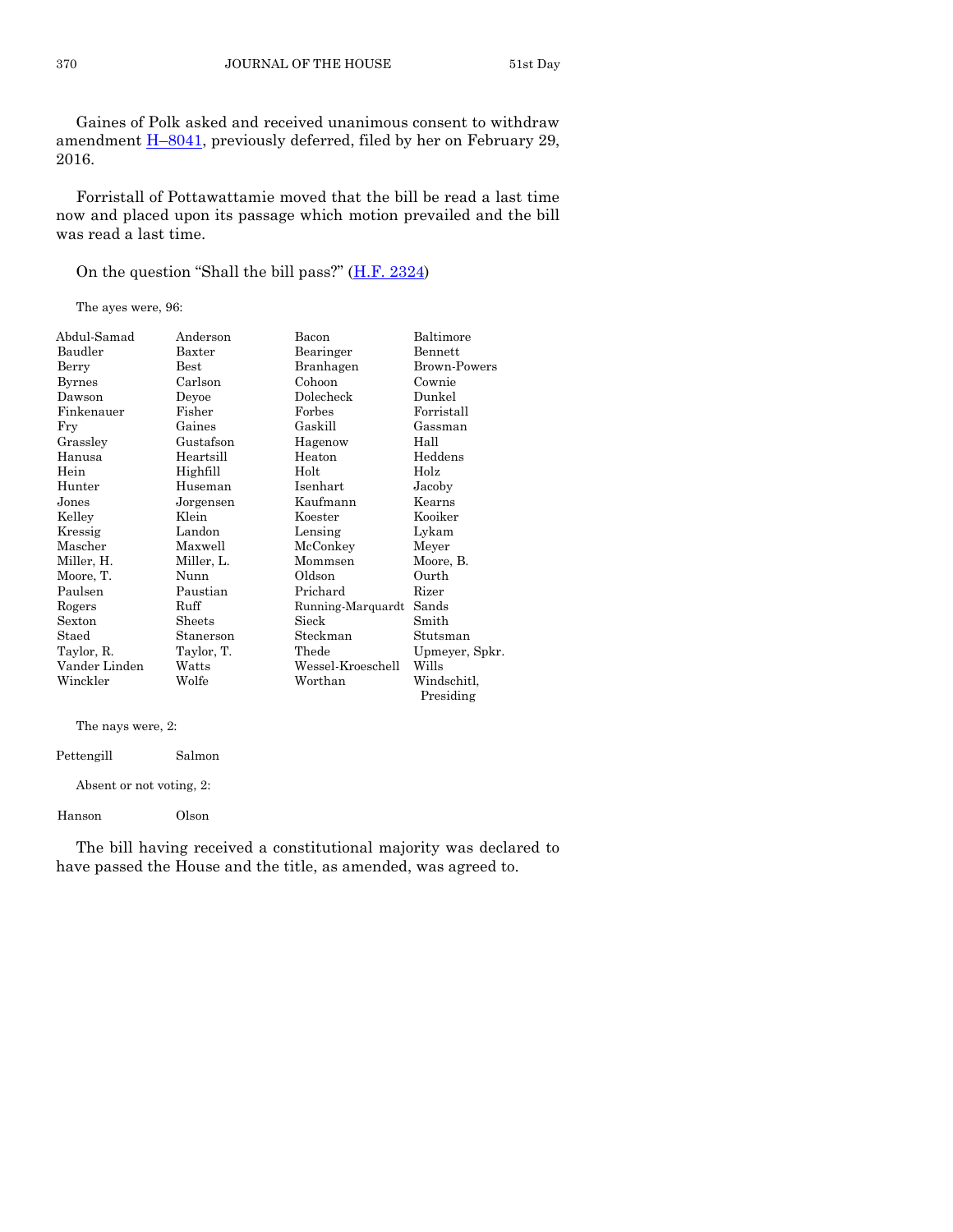Gaines of Polk asked and received unanimous consent to withdraw amendment H–8041, previously deferred, filed by her on February 29, 2016.

Forristall of Pottawattamie moved that the bill be read a last time now and placed upon its passage which motion prevailed and the bill was read a last time.

On the question "Shall the bill pass?" (H.F. 2324)

The ayes were, 96:

| | | | |
|---|---|---|---|
| Abdul-Samad | Anderson | Bacon | Baltimore |
| Baudler | Baxter | Bearinger | Bennett |
| Berry | Best | Branhagen | Brown-Powers |
| Byrnes | Carlson | Cohoon | Cownie |
| Dawson | Deyoe | Dolecheck | Dunkel |
| Finkenauer | Fisher | Forbes | Forristall |
| Fry | Gaines | Gaskill | Gassman |
| Grassley | Gustafson | Hagenow | Hall |
| Hanusa | Heartsill | Heaton | Heddens |
| Hein | Highfill | Holt | Holz |
| Hunter | Huseman | Isenhart | Jacoby |
| Jones | Jorgensen | Kaufmann | Kearns |
| Kelley | Klein | Koester | Kooiker |
| Kressig | Landon | Lensing | Lykam |
| Mascher | Maxwell | McConkey | Meyer |
| Miller, H. | Miller, L. | Mommsen | Moore, B. |
| Moore, T. | Nunn | Oldson | Ourth |
| Paulsen | Paustian | Prichard | Rizer |
| Rogers | Ruff | Running-Marquardt | Sands |
| Sexton | Sheets | Sieck | Smith |
| Staed | Stanerson | Steckman | Stutsman |
| Taylor, R. | Taylor, T. | Thede | Upmeyer, Spkr. |
| Vander Linden | Watts | Wessel-Kroeschell | Wills |
| Winckler | Wolfe | Worthan | Windschitl, Presiding |

The nays were, 2:

| | |
|---|---|
| Pettengill | Salmon |

Absent or not voting, 2:

| | |
|---|---|
| Hanson | Olson |

The bill having received a constitutional majority was declared to have passed the House and the title, as amended, was agreed to.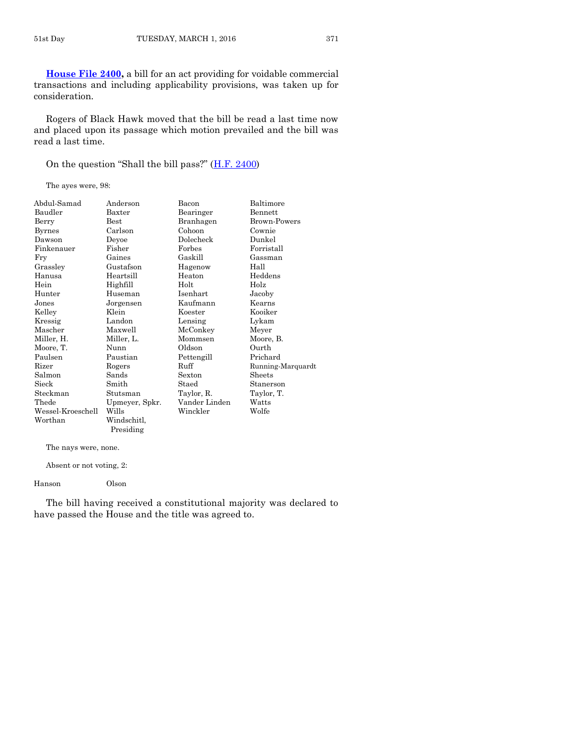**House File 2400,** a bill for an act providing for voidable commercial transactions and including applicability provisions, was taken up for consideration.

Rogers of Black Hawk moved that the bill be read a last time now and placed upon its passage which motion prevailed and the bill was read a last time.

On the question "Shall the bill pass?" (H.F. 2400)

The ayes were, 98:

| | | | |
|---|---|---|---|
| Abdul-Samad | Anderson | Bacon | Baltimore |
| Baudler | Baxter | Bearinger | Bennett |
| Berry | Best | Branhagen | Brown-Powers |
| Byrnes | Carlson | Cohoon | Cownie |
| Dawson | Deyoe | Dolecheck | Dunkel |
| Finkenauer | Fisher | Forbes | Forristall |
| Fry | Gaines | Gaskill | Gassman |
| Grassley | Gustafson | Hagenow | Hall |
| Hanusa | Heartsill | Heaton | Heddens |
| Hein | Highfill | Holt | Holz |
| Hunter | Huseman | Isenhart | Jacoby |
| Jones | Jorgensen | Kaufmann | Kearns |
| Kelley | Klein | Koester | Kooiker |
| Kressig | Landon | Lensing | Lykam |
| Mascher | Maxwell | McConkey | Meyer |
| Miller, H. | Miller, L. | Mommsen | Moore, B. |
| Moore, T. | Nunn | Oldson | Ourth |
| Paulsen | Paustian | Pettengill | Prichard |
| Rizer | Rogers | Ruff | Running-Marquardt |
| Salmon | Sands | Sexton | Sheets |
| Sieck | Smith | Staed | Stanerson |
| Steckman | Stutsman | Taylor, R. | Taylor, T. |
| Thede | Upmeyer, Spkr. | Vander Linden | Watts |
| Wessel-Kroeschell | Wills | Winckler | Wolfe |
| Worthan | Windschitl, Presiding | | |

The nays were, none.

Absent or not voting, 2:

| | |
|---|---|
| Hanson | Olson |

The bill having received a constitutional majority was declared to have passed the House and the title was agreed to.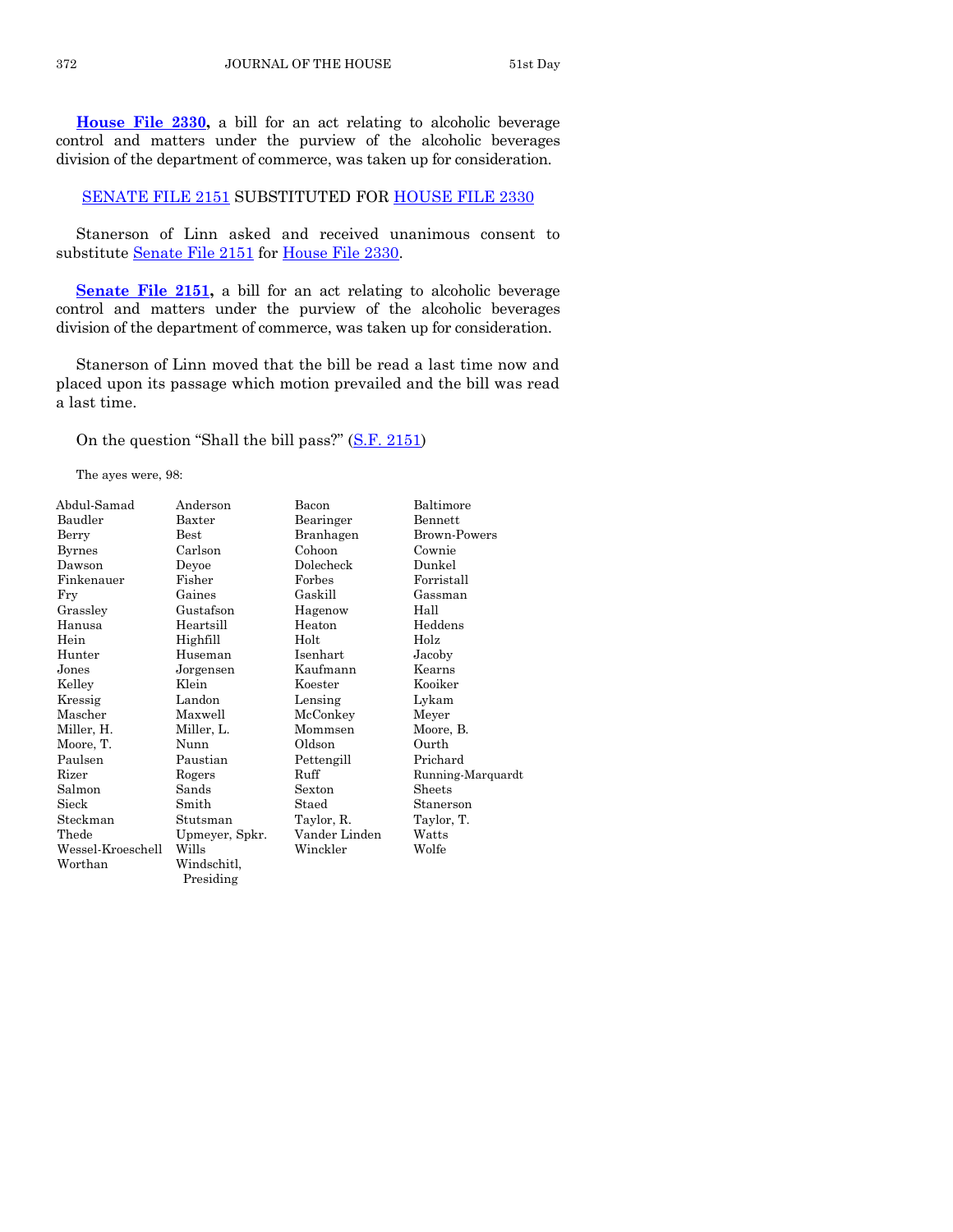**House File 2330,** a bill for an act relating to alcoholic beverage control and matters under the purview of the alcoholic beverages division of the department of commerce, was taken up for consideration.

SENATE FILE 2151 SUBSTITUTED FOR HOUSE FILE 2330

Stanerson of Linn asked and received unanimous consent to substitute Senate File 2151 for House File 2330.

**Senate File 2151,** a bill for an act relating to alcoholic beverage control and matters under the purview of the alcoholic beverages division of the department of commerce, was taken up for consideration.

Stanerson of Linn moved that the bill be read a last time now and placed upon its passage which motion prevailed and the bill was read a last time.

On the question "Shall the bill pass?" (S.F. 2151)

The ayes were, 98:

| | | | |
|---|---|---|---|
| Abdul-Samad | Anderson | Bacon | Baltimore |
| Baudler | Baxter | Bearinger | Bennett |
| Berry | Best | Branhagen | Brown-Powers |
| Byrnes | Carlson | Cohoon | Cownie |
| Dawson | Deyoe | Dolecheck | Dunkel |
| Finkenauer | Fisher | Forbes | Forristall |
| Fry | Gaines | Gaskill | Gassman |
| Grassley | Gustafson | Hagenow | Hall |
| Hanusa | Heartsill | Heaton | Heddens |
| Hein | Highfill | Holt | Holz |
| Hunter | Huseman | Isenhart | Jacoby |
| Jones | Jorgensen | Kaufmann | Kearns |
| Kelley | Klein | Koester | Kooiker |
| Kressig | Landon | Lensing | Lykam |
| Mascher | Maxwell | McConkey | Meyer |
| Miller, H. | Miller, L. | Mommsen | Moore, B. |
| Moore, T. | Nunn | Oldson | Ourth |
| Paulsen | Paustian | Pettengill | Prichard |
| Rizer | Rogers | Ruff | Running-Marquardt |
| Salmon | Sands | Sexton | Sheets |
| Sieck | Smith | Staed | Stanerson |
| Steckman | Stutsman | Taylor, R. | Taylor, T. |
| Thede | Upmeyer, Spkr. | Vander Linden | Watts |
| Wessel-Kroeschell | Wills | Winckler | Wolfe |
| Worthan | Windschitl, Presiding | | |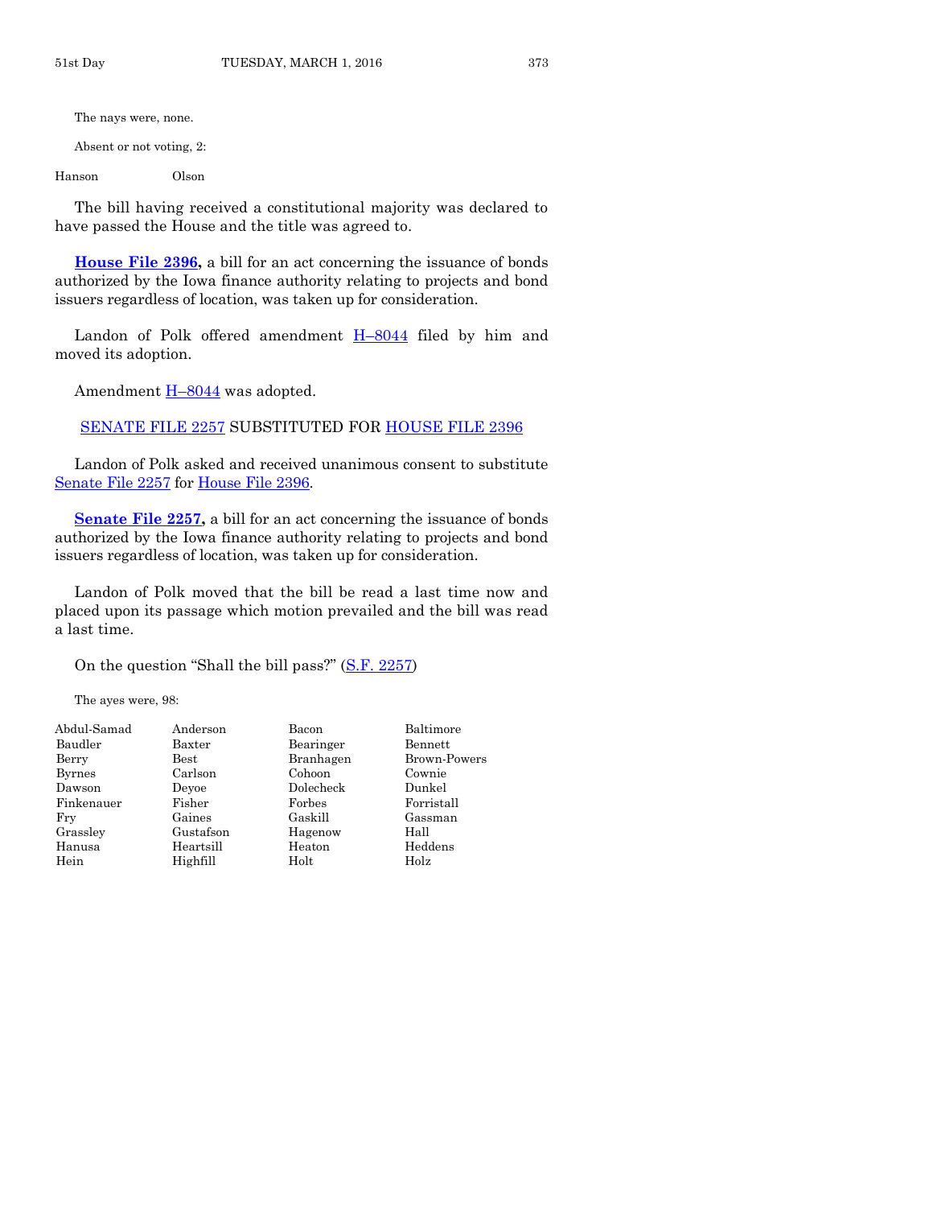The nays were, none.

Absent or not voting, 2:

| | |
|---|---|
| Hanson | Olson |

The bill having received a constitutional majority was declared to have passed the House and the title was agreed to.

**House File 2396,** a bill for an act concerning the issuance of bonds authorized by the Iowa finance authority relating to projects and bond issuers regardless of location, was taken up for consideration.

Landon of Polk offered amendment H–8044 filed by him and moved its adoption.

Amendment H–8044 was adopted.

SENATE FILE 2257 SUBSTITUTED FOR HOUSE FILE 2396

Landon of Polk asked and received unanimous consent to substitute Senate File 2257 for House File 2396.

**Senate File 2257,** a bill for an act concerning the issuance of bonds authorized by the Iowa finance authority relating to projects and bond issuers regardless of location, was taken up for consideration.

Landon of Polk moved that the bill be read a last time now and placed upon its passage which motion prevailed and the bill was read a last time.

On the question "Shall the bill pass?" (S.F. 2257)

The ayes were, 98:

| | | | |
|---|---|---|---|
| Abdul-Samad | Anderson | Bacon | Baltimore |
| Baudler | Baxter | Bearinger | Bennett |
| Berry | Best | Branhagen | Brown-Powers |
| Byrnes | Carlson | Cohoon | Cownie |
| Dawson | Deyoe | Dolecheck | Dunkel |
| Finkenauer | Fisher | Forbes | Forristall |
| Fry | Gaines | Gaskill | Gassman |
| Grassley | Gustafson | Hagenow | Hall |
| Hanusa | Heartsill | Heaton | Heddens |
| Hein | Highfill | Holt | Holz |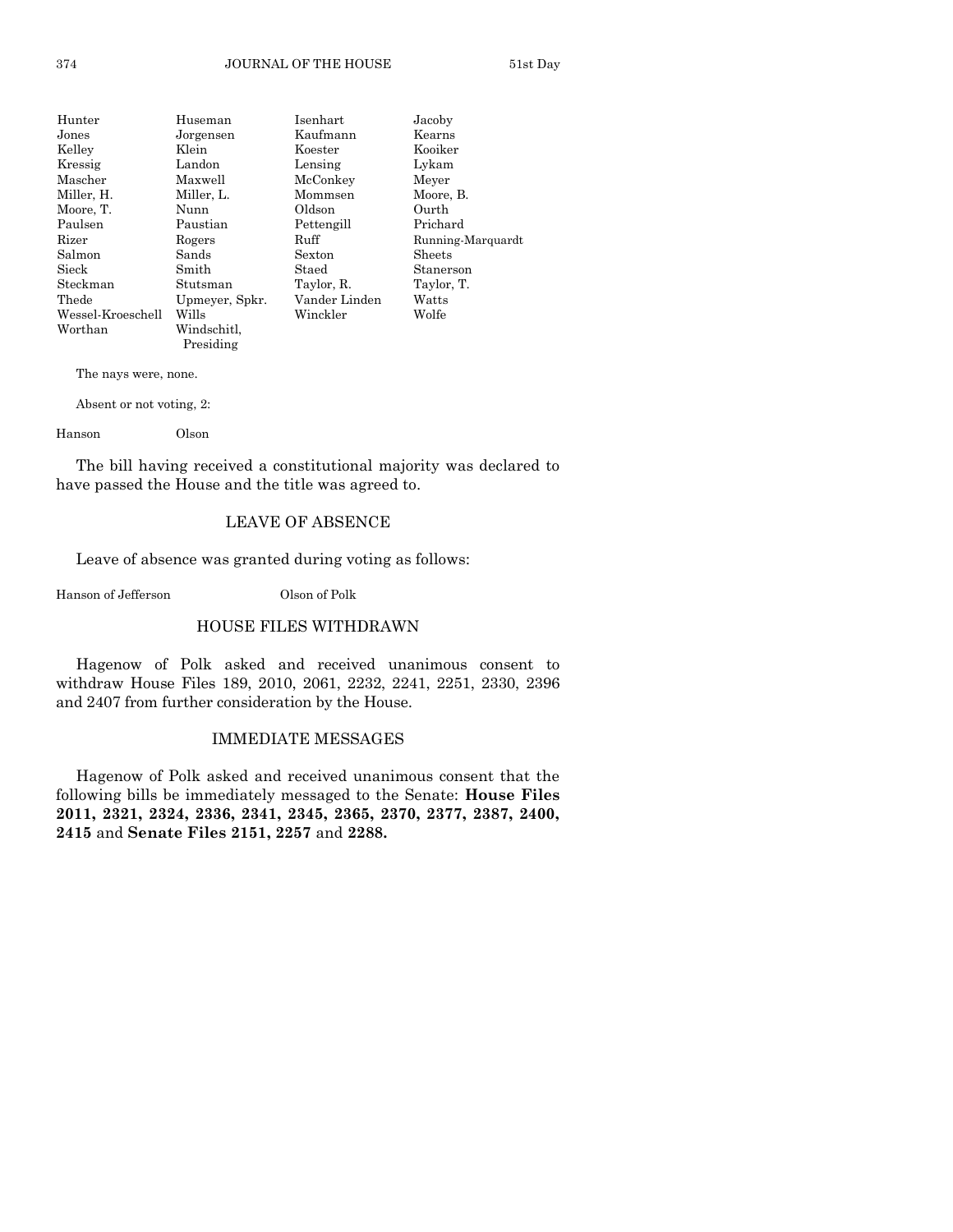| | | | |
|---|---|---|---|
| Hunter | Huseman | Isenhart | Jacoby |
| Jones | Jorgensen | Kaufmann | Kearns |
| Kelley | Klein | Koester | Kooiker |
| Kressig | Landon | Lensing | Lykam |
| Mascher | Maxwell | McConkey | Meyer |
| Miller, H. | Miller, L. | Mommsen | Moore, B. |
| Moore, T. | Nunn | Oldson | Ourth |
| Paulsen | Paustian | Pettengill | Prichard |
| Rizer | Rogers | Ruff | Running-Marquardt |
| Salmon | Sands | Sexton | Sheets |
| Sieck | Smith | Staed | Stanerson |
| Steckman | Stutsman | Taylor, R. | Taylor, T. |
| Thede | Upmeyer, Spkr. | Vander Linden | Watts |
| Wessel-Kroeschell | Wills | Winckler | Wolfe |
| Worthan | Windschitl, Presiding | | |

The nays were, none.

Absent or not voting, 2:

| | |
|---|---|
| Hanson | Olson |

The bill having received a constitutional majority was declared to have passed the House and the title was agreed to.

## LEAVE OF ABSENCE

Leave of absence was granted during voting as follows:

| | |
|---|---|
| Hanson of Jefferson | Olson of Polk |

## HOUSE FILES WITHDRAWN

Hagenow of Polk asked and received unanimous consent to withdraw House Files 189, 2010, 2061, 2232, 2241, 2251, 2330, 2396 and 2407 from further consideration by the House.

## IMMEDIATE MESSAGES

Hagenow of Polk asked and received unanimous consent that the following bills be immediately messaged to the Senate: **House Files 2011, 2321, 2324, 2336, 2341, 2345, 2365, 2370, 2377, 2387, 2400, 2415** and **Senate Files 2151, 2257** and **2288.**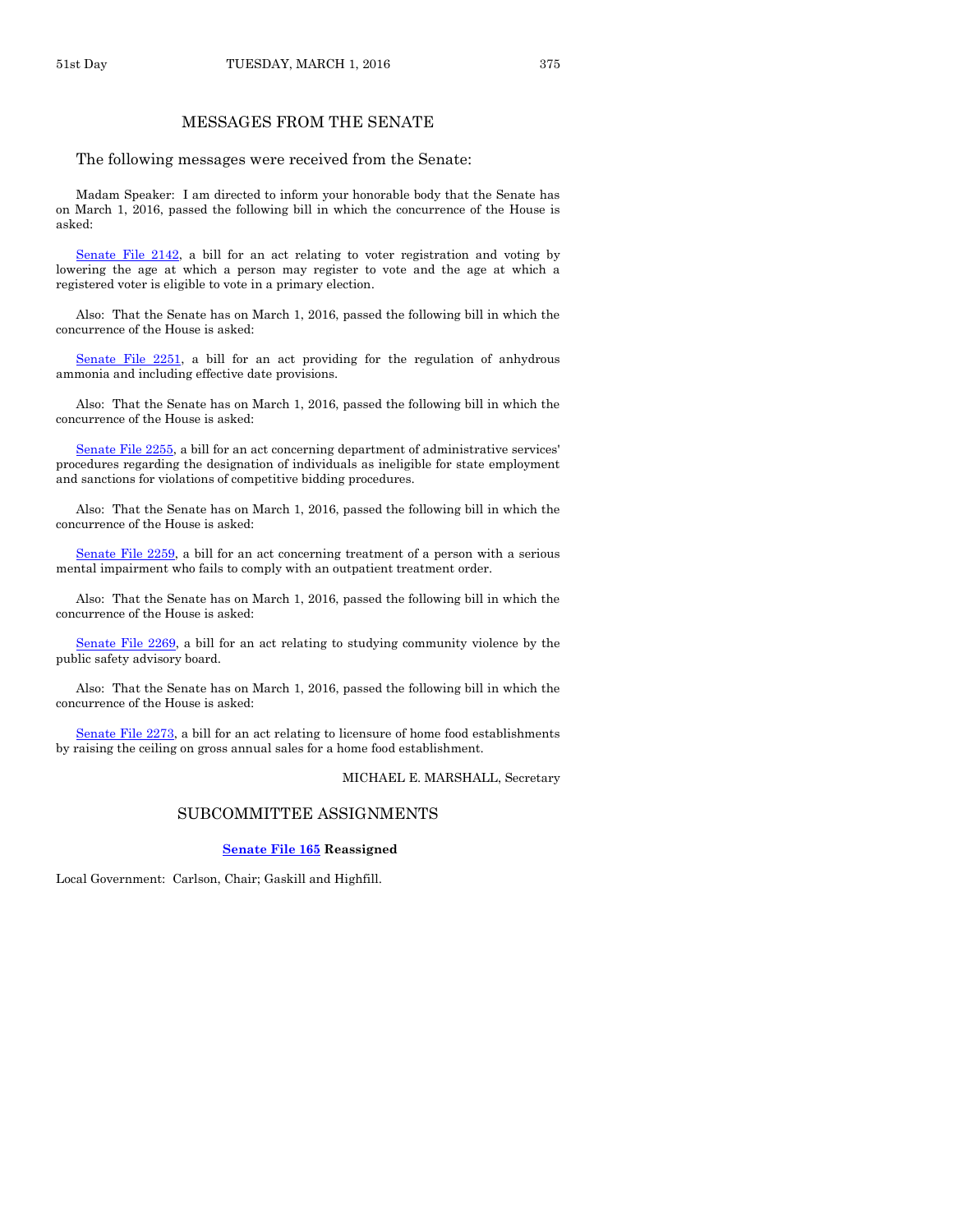## MESSAGES FROM THE SENATE

The following messages were received from the Senate:

Madam Speaker: I am directed to inform your honorable body that the Senate has on March 1, 2016, passed the following bill in which the concurrence of the House is asked:

Senate File 2142, a bill for an act relating to voter registration and voting by lowering the age at which a person may register to vote and the age at which a registered voter is eligible to vote in a primary election.

Also: That the Senate has on March 1, 2016, passed the following bill in which the concurrence of the House is asked:

Senate File 2251, a bill for an act providing for the regulation of anhydrous ammonia and including effective date provisions.

Also: That the Senate has on March 1, 2016, passed the following bill in which the concurrence of the House is asked:

Senate File 2255, a bill for an act concerning department of administrative services' procedures regarding the designation of individuals as ineligible for state employment and sanctions for violations of competitive bidding procedures.

Also: That the Senate has on March 1, 2016, passed the following bill in which the concurrence of the House is asked:

Senate File 2259, a bill for an act concerning treatment of a person with a serious mental impairment who fails to comply with an outpatient treatment order.

Also: That the Senate has on March 1, 2016, passed the following bill in which the concurrence of the House is asked:

Senate File 2269, a bill for an act relating to studying community violence by the public safety advisory board.

Also: That the Senate has on March 1, 2016, passed the following bill in which the concurrence of the House is asked:

Senate File 2273, a bill for an act relating to licensure of home food establishments by raising the ceiling on gross annual sales for a home food establishment.

MICHAEL E. MARSHALL, Secretary

## SUBCOMMITTEE ASSIGNMENTS

**Senate File 165 Reassigned**

Local Government: Carlson, Chair; Gaskill and Highfill.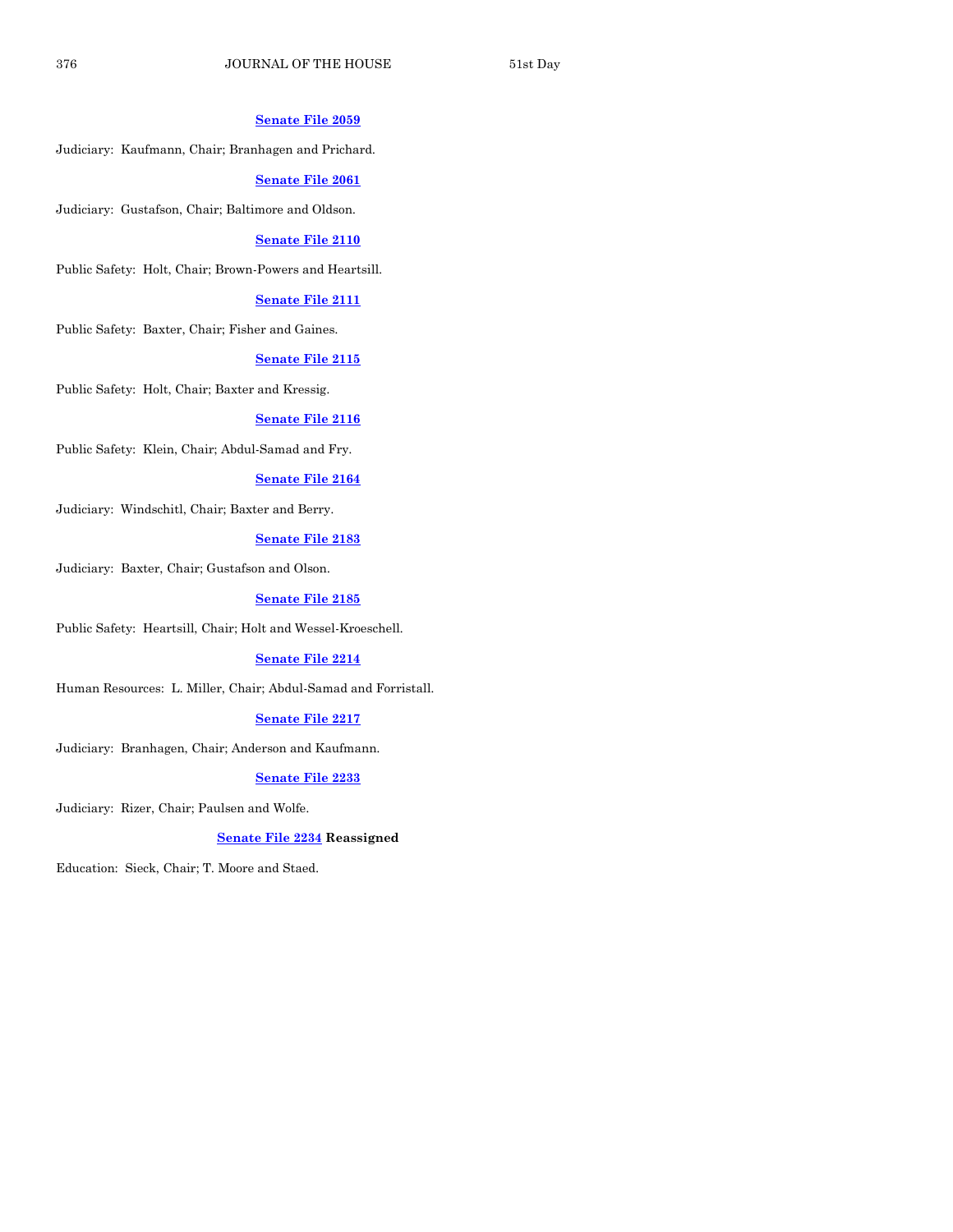**Senate File 2059**

Judiciary: Kaufmann, Chair; Branhagen and Prichard.

**Senate File 2061**

Judiciary: Gustafson, Chair; Baltimore and Oldson.

**Senate File 2110**

Public Safety: Holt, Chair; Brown-Powers and Heartsill.

**Senate File 2111**

Public Safety: Baxter, Chair; Fisher and Gaines.

**Senate File 2115**

Public Safety: Holt, Chair; Baxter and Kressig.

**Senate File 2116**

Public Safety: Klein, Chair; Abdul-Samad and Fry.

**Senate File 2164**

Judiciary: Windschitl, Chair; Baxter and Berry.

**Senate File 2183**

Judiciary: Baxter, Chair; Gustafson and Olson.

**Senate File 2185**

Public Safety: Heartsill, Chair; Holt and Wessel-Kroeschell.

**Senate File 2214**

Human Resources: L. Miller, Chair; Abdul-Samad and Forristall.

**Senate File 2217**

Judiciary: Branhagen, Chair; Anderson and Kaufmann.

**Senate File 2233**

Judiciary: Rizer, Chair; Paulsen and Wolfe.

**Senate File 2234 Reassigned**

Education: Sieck, Chair; T. Moore and Staed.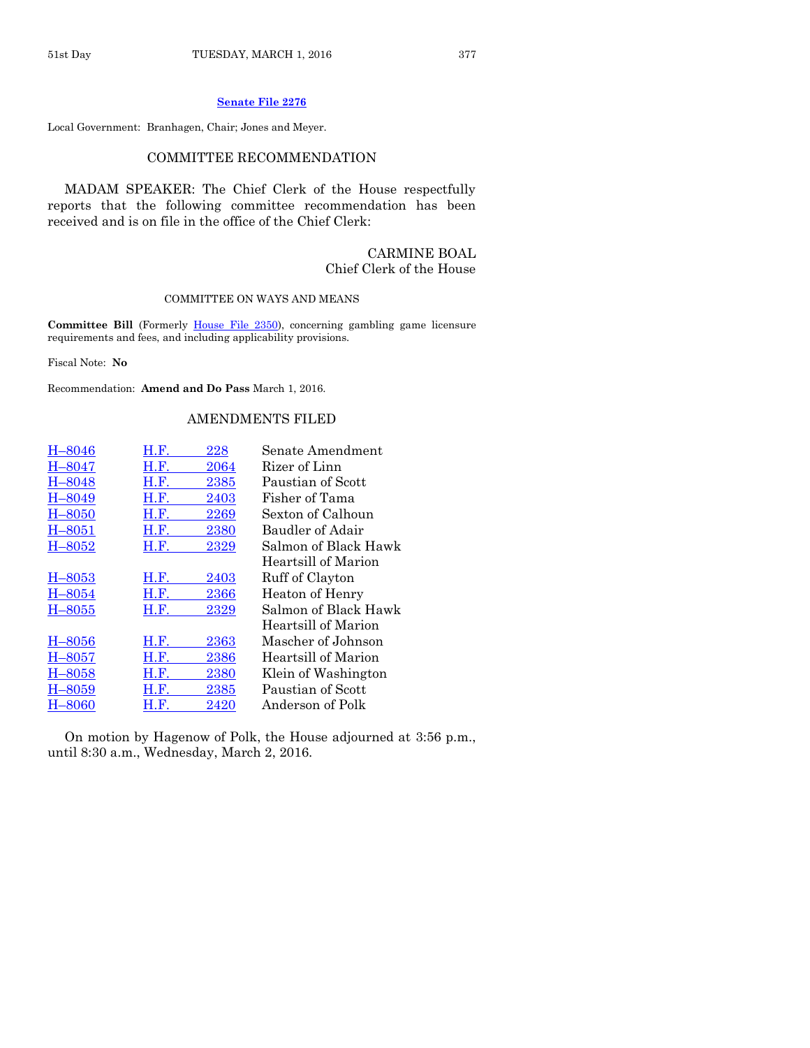**Senate File 2276**

Local Government: Branhagen, Chair; Jones and Meyer.

## COMMITTEE RECOMMENDATION

MADAM SPEAKER: The Chief Clerk of the House respectfully reports that the following committee recommendation has been received and is on file in the office of the Chief Clerk:

CARMINE BOAL
Chief Clerk of the House

### COMMITTEE ON WAYS AND MEANS

**Committee Bill** (Formerly House File 2350), concerning gambling game licensure requirements and fees, and including applicability provisions.

Fiscal Note: **No**

Recommendation: **Amend and Do Pass** March 1, 2016.

## AMENDMENTS FILED

| | | | |
|---|---|---|---|
| H–8046 | H.F. | 228 | Senate Amendment |
| H–8047 | H.F. | 2064 | Rizer of Linn |
| H–8048 | H.F. | 2385 | Paustian of Scott |
| H–8049 | H.F. | 2403 | Fisher of Tama |
| H–8050 | H.F. | 2269 | Sexton of Calhoun |
| H–8051 | H.F. | 2380 | Baudler of Adair |
| H–8052 | H.F. | 2329 | Salmon of Black Hawk<br>Heartsill of Marion |
| H–8053 | H.F. | 2403 | Ruff of Clayton |
| H–8054 | H.F. | 2366 | Heaton of Henry |
| H–8055 | H.F. | 2329 | Salmon of Black Hawk<br>Heartsill of Marion |
| H–8056 | H.F. | 2363 | Mascher of Johnson |
| H–8057 | H.F. | 2386 | Heartsill of Marion |
| H–8058 | H.F. | 2380 | Klein of Washington |
| H–8059 | H.F. | 2385 | Paustian of Scott |
| H–8060 | H.F. | 2420 | Anderson of Polk |

On motion by Hagenow of Polk, the House adjourned at 3:56 p.m., until 8:30 a.m., Wednesday, March 2, 2016.